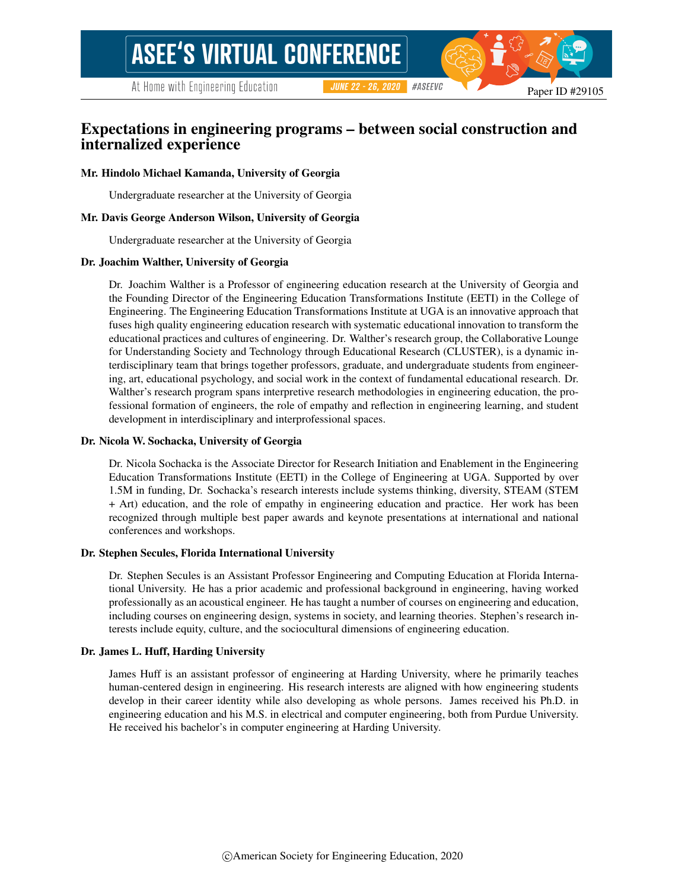# Expectations in engineering programs – between social construction and internalized experience

**Mr. Hindolo Michael Kamanda, University of Georgia**

Undergraduate researcher at the University of Georgia

**Mr. Davis George Anderson Wilson, University of Georgia**

Undergraduate researcher at the University of Georgia

**Dr. Joachim Walther, University of Georgia**

Dr. Joachim Walther is a Professor of engineering education research at the University of Georgia and the Founding Director of the Engineering Education Transformations Institute (EETI) in the College of Engineering. The Engineering Education Transformations Institute at UGA is an innovative approach that fuses high quality engineering education research with systematic educational innovation to transform the educational practices and cultures of engineering. Dr. Walther's research group, the Collaborative Lounge for Understanding Society and Technology through Educational Research (CLUSTER), is a dynamic interdisciplinary team that brings together professors, graduate, and undergraduate students from engineering, art, educational psychology, and social work in the context of fundamental educational research. Dr. Walther's research program spans interpretive research methodologies in engineering education, the professional formation of engineers, the role of empathy and reflection in engineering learning, and student development in interdisciplinary and interprofessional spaces.

**Dr. Nicola W. Sochacka, University of Georgia**

Dr. Nicola Sochacka is the Associate Director for Research Initiation and Enablement in the Engineering Education Transformations Institute (EETI) in the College of Engineering at UGA. Supported by over 1.5M in funding, Dr. Sochacka's research interests include systems thinking, diversity, STEAM (STEM + Art) education, and the role of empathy in engineering education and practice. Her work has been recognized through multiple best paper awards and keynote presentations at international and national conferences and workshops.

**Dr. Stephen Secules, Florida International University**

Dr. Stephen Secules is an Assistant Professor Engineering and Computing Education at Florida International University. He has a prior academic and professional background in engineering, having worked professionally as an acoustical engineer. He has taught a number of courses on engineering and education, including courses on engineering design, systems in society, and learning theories. Stephen's research interests include equity, culture, and the sociocultural dimensions of engineering education.

**Dr. James L. Huff, Harding University**

James Huff is an assistant professor of engineering at Harding University, where he primarily teaches human-centered design in engineering. His research interests are aligned with how engineering students develop in their career identity while also developing as whole persons. James received his Ph.D. in engineering education and his M.S. in electrical and computer engineering, both from Purdue University. He received his bachelor's in computer engineering at Harding University.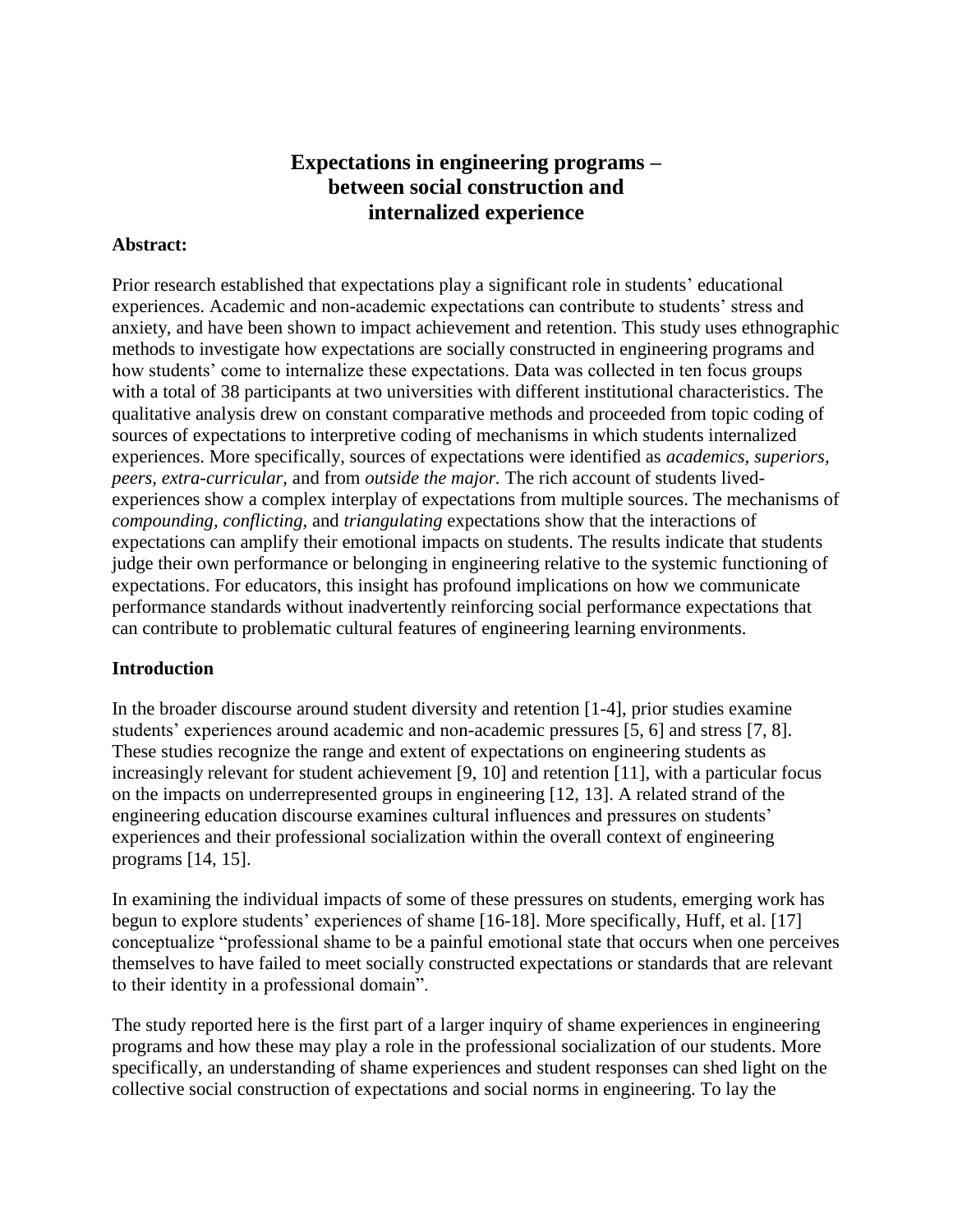# Expectations in engineering programs – between social construction and internalized experience

## Abstract:

Prior research established that expectations play a significant role in students' educational experiences. Academic and non-academic expectations can contribute to students' stress and anxiety, and have been shown to impact achievement and retention. This study uses ethnographic methods to investigate how expectations are socially constructed in engineering programs and how students' come to internalize these expectations. Data was collected in ten focus groups with a total of 38 participants at two universities with different institutional characteristics. The qualitative analysis drew on constant comparative methods and proceeded from topic coding of sources of expectations to interpretive coding of mechanisms in which students internalized experiences. More specifically, sources of expectations were identified as *academics, superiors, peers, extra-curricular,* and from *outside the major.* The rich account of students lived-experiences show a complex interplay of expectations from multiple sources. The mechanisms of *compounding, conflicting,* and *triangulating* expectations show that the interactions of expectations can amplify their emotional impacts on students. The results indicate that students judge their own performance or belonging in engineering relative to the systemic functioning of expectations. For educators, this insight has profound implications on how we communicate performance standards without inadvertently reinforcing social performance expectations that can contribute to problematic cultural features of engineering learning environments.

## Introduction

In the broader discourse around student diversity and retention [1-4], prior studies examine students' experiences around academic and non-academic pressures [5, 6] and stress [7, 8]. These studies recognize the range and extent of expectations on engineering students as increasingly relevant for student achievement [9, 10] and retention [11], with a particular focus on the impacts on underrepresented groups in engineering [12, 13]. A related strand of the engineering education discourse examines cultural influences and pressures on students' experiences and their professional socialization within the overall context of engineering programs [14, 15].

In examining the individual impacts of some of these pressures on students, emerging work has begun to explore students' experiences of shame [16-18]. More specifically, Huff, et al. [17] conceptualize "professional shame to be a painful emotional state that occurs when one perceives themselves to have failed to meet socially constructed expectations or standards that are relevant to their identity in a professional domain".

The study reported here is the first part of a larger inquiry of shame experiences in engineering programs and how these may play a role in the professional socialization of our students. More specifically, an understanding of shame experiences and student responses can shed light on the collective social construction of expectations and social norms in engineering. To lay the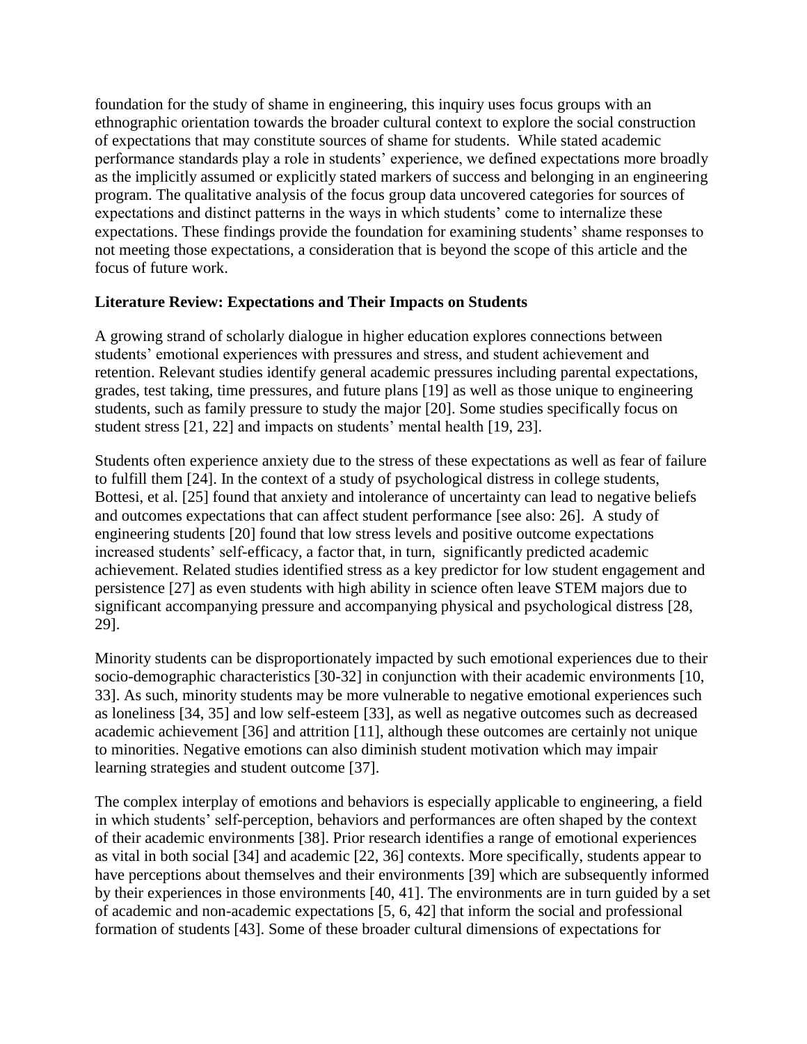foundation for the study of shame in engineering, this inquiry uses focus groups with an ethnographic orientation towards the broader cultural context to explore the social construction of expectations that may constitute sources of shame for students. While stated academic performance standards play a role in students' experience, we defined expectations more broadly as the implicitly assumed or explicitly stated markers of success and belonging in an engineering program. The qualitative analysis of the focus group data uncovered categories for sources of expectations and distinct patterns in the ways in which students' come to internalize these expectations. These findings provide the foundation for examining students' shame responses to not meeting those expectations, a consideration that is beyond the scope of this article and the focus of future work.

## Literature Review: Expectations and Their Impacts on Students

A growing strand of scholarly dialogue in higher education explores connections between students' emotional experiences with pressures and stress, and student achievement and retention. Relevant studies identify general academic pressures including parental expectations, grades, test taking, time pressures, and future plans [19] as well as those unique to engineering students, such as family pressure to study the major [20]. Some studies specifically focus on student stress [21, 22] and impacts on students' mental health [19, 23].

Students often experience anxiety due to the stress of these expectations as well as fear of failure to fulfill them [24]. In the context of a study of psychological distress in college students, Bottesi, et al. [25] found that anxiety and intolerance of uncertainty can lead to negative beliefs and outcomes expectations that can affect student performance [see also: 26]. A study of engineering students [20] found that low stress levels and positive outcome expectations increased students' self-efficacy, a factor that, in turn, significantly predicted academic achievement. Related studies identified stress as a key predictor for low student engagement and persistence [27] as even students with high ability in science often leave STEM majors due to significant accompanying pressure and accompanying physical and psychological distress [28, 29].

Minority students can be disproportionately impacted by such emotional experiences due to their socio-demographic characteristics [30-32] in conjunction with their academic environments [10, 33]. As such, minority students may be more vulnerable to negative emotional experiences such as loneliness [34, 35] and low self-esteem [33], as well as negative outcomes such as decreased academic achievement [36] and attrition [11], although these outcomes are certainly not unique to minorities. Negative emotions can also diminish student motivation which may impair learning strategies and student outcome [37].

The complex interplay of emotions and behaviors is especially applicable to engineering, a field in which students' self-perception, behaviors and performances are often shaped by the context of their academic environments [38]. Prior research identifies a range of emotional experiences as vital in both social [34] and academic [22, 36] contexts. More specifically, students appear to have perceptions about themselves and their environments [39] which are subsequently informed by their experiences in those environments [40, 41]. The environments are in turn guided by a set of academic and non-academic expectations [5, 6, 42] that inform the social and professional formation of students [43]. Some of these broader cultural dimensions of expectations for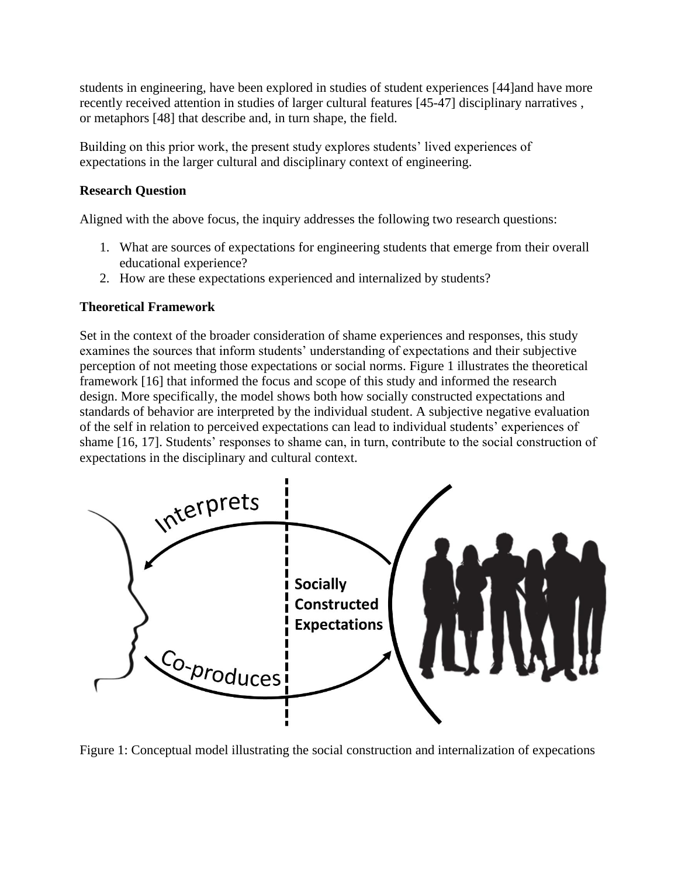students in engineering, have been explored in studies of student experiences [44]and have more recently received attention in studies of larger cultural features [45-47] disciplinary narratives , or metaphors [48] that describe and, in turn shape, the field.

Building on this prior work, the present study explores students' lived experiences of expectations in the larger cultural and disciplinary context of engineering.

**Research Question**

Aligned with the above focus, the inquiry addresses the following two research questions:

1. What are sources of expectations for engineering students that emerge from their overall educational experience?
2. How are these expectations experienced and internalized by students?

**Theoretical Framework**

Set in the context of the broader consideration of shame experiences and responses, this study examines the sources that inform students' understanding of expectations and their subjective perception of not meeting those expectations or social norms. Figure 1 illustrates the theoretical framework [16] that informed the focus and scope of this study and informed the research design. More specifically, the model shows both how socially constructed expectations and standards of behavior are interpreted by the individual student. A subjective negative evaluation of the self in relation to perceived expectations can lead to individual students' experiences of shame [16, 17]. Students' responses to shame can, in turn, contribute to the social construction of expectations in the disciplinary and cultural context.

Figure 1: Conceptual model illustrating the social construction and internalization of expecations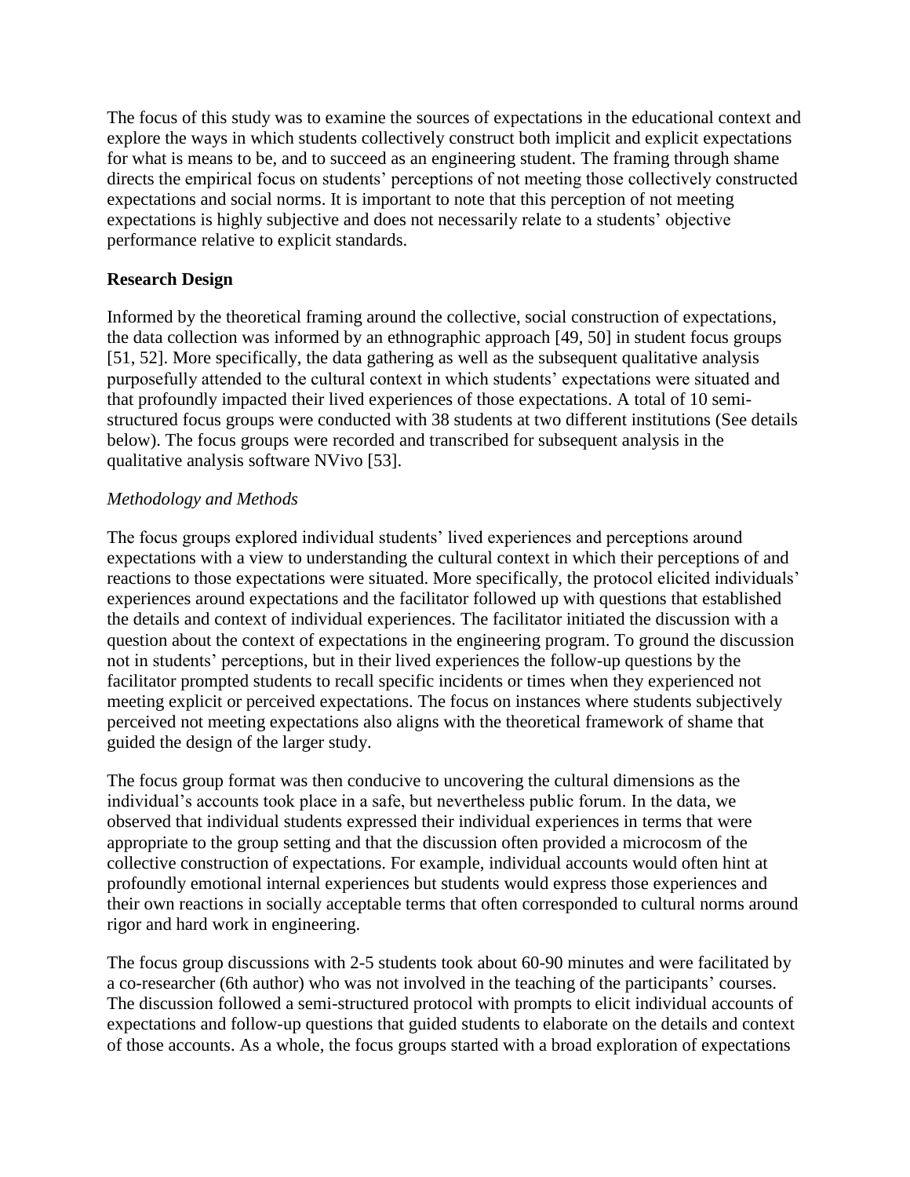The focus of this study was to examine the sources of expectations in the educational context and explore the ways in which students collectively construct both implicit and explicit expectations for what is means to be, and to succeed as an engineering student. The framing through shame directs the empirical focus on students' perceptions of not meeting those collectively constructed expectations and social norms. It is important to note that this perception of not meeting expectations is highly subjective and does not necessarily relate to a students' objective performance relative to explicit standards.

## Research Design

Informed by the theoretical framing around the collective, social construction of expectations, the data collection was informed by an ethnographic approach [49, 50] in student focus groups [51, 52]. More specifically, the data gathering as well as the subsequent qualitative analysis purposefully attended to the cultural context in which students' expectations were situated and that profoundly impacted their lived experiences of those expectations. A total of 10 semi-structured focus groups were conducted with 38 students at two different institutions (See details below). The focus groups were recorded and transcribed for subsequent analysis in the qualitative analysis software NVivo [53].

### *Methodology and Methods*

The focus groups explored individual students' lived experiences and perceptions around expectations with a view to understanding the cultural context in which their perceptions of and reactions to those expectations were situated. More specifically, the protocol elicited individuals' experiences around expectations and the facilitator followed up with questions that established the details and context of individual experiences. The facilitator initiated the discussion with a question about the context of expectations in the engineering program. To ground the discussion not in students' perceptions, but in their lived experiences the follow-up questions by the facilitator prompted students to recall specific incidents or times when they experienced not meeting explicit or perceived expectations. The focus on instances where students subjectively perceived not meeting expectations also aligns with the theoretical framework of shame that guided the design of the larger study.

The focus group format was then conducive to uncovering the cultural dimensions as the individual's accounts took place in a safe, but nevertheless public forum. In the data, we observed that individual students expressed their individual experiences in terms that were appropriate to the group setting and that the discussion often provided a microcosm of the collective construction of expectations. For example, individual accounts would often hint at profoundly emotional internal experiences but students would express those experiences and their own reactions in socially acceptable terms that often corresponded to cultural norms around rigor and hard work in engineering.

The focus group discussions with 2-5 students took about 60-90 minutes and were facilitated by a co-researcher (6th author) who was not involved in the teaching of the participants' courses. The discussion followed a semi-structured protocol with prompts to elicit individual accounts of expectations and follow-up questions that guided students to elaborate on the details and context of those accounts. As a whole, the focus groups started with a broad exploration of expectations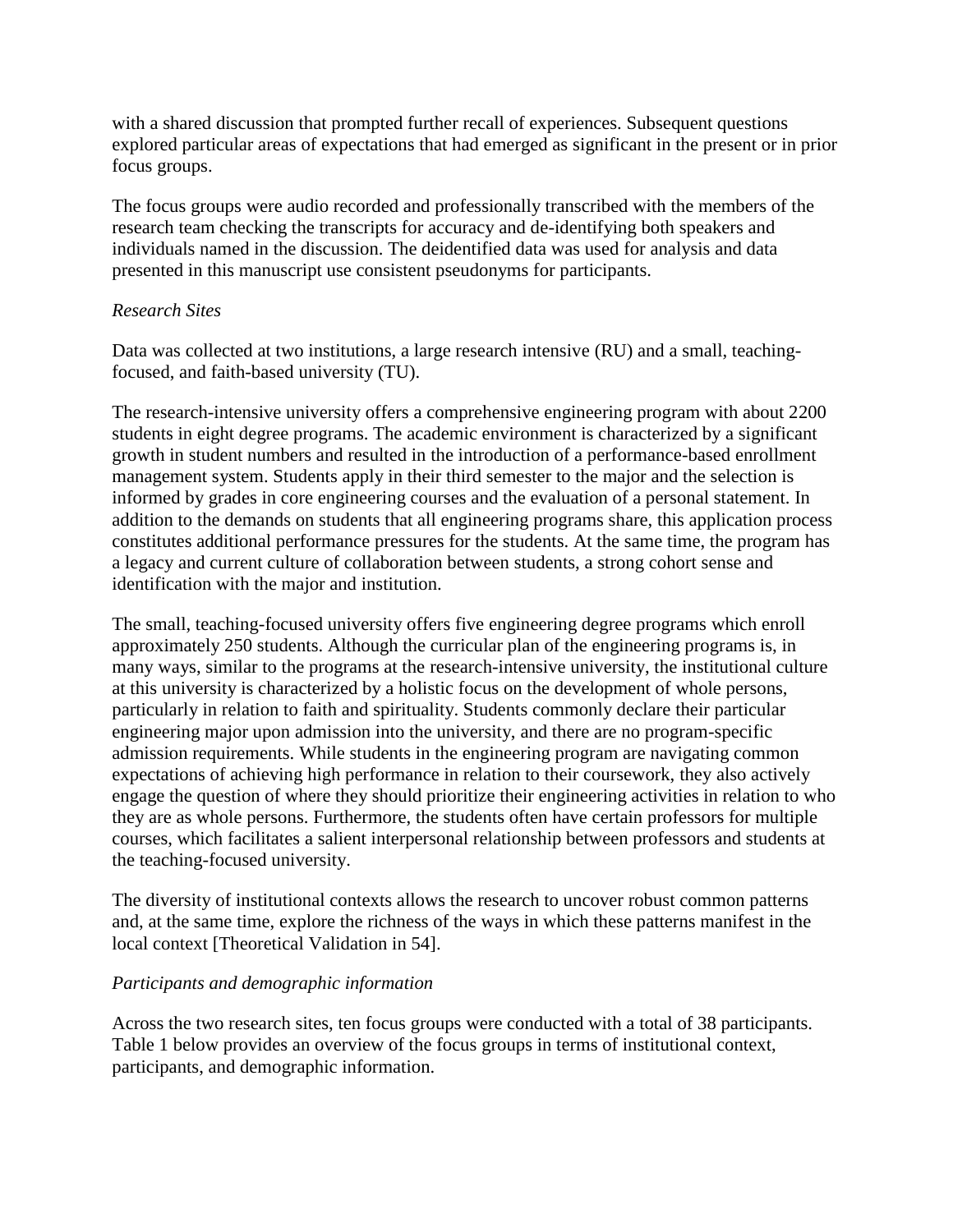with a shared discussion that prompted further recall of experiences. Subsequent questions explored particular areas of expectations that had emerged as significant in the present or in prior focus groups.

The focus groups were audio recorded and professionally transcribed with the members of the research team checking the transcripts for accuracy and de-identifying both speakers and individuals named in the discussion. The deidentified data was used for analysis and data presented in this manuscript use consistent pseudonyms for participants.

*Research Sites*

Data was collected at two institutions, a large research intensive (RU) and a small, teaching-focused, and faith-based university (TU).

The research-intensive university offers a comprehensive engineering program with about 2200 students in eight degree programs. The academic environment is characterized by a significant growth in student numbers and resulted in the introduction of a performance-based enrollment management system. Students apply in their third semester to the major and the selection is informed by grades in core engineering courses and the evaluation of a personal statement. In addition to the demands on students that all engineering programs share, this application process constitutes additional performance pressures for the students. At the same time, the program has a legacy and current culture of collaboration between students, a strong cohort sense and identification with the major and institution.

The small, teaching-focused university offers five engineering degree programs which enroll approximately 250 students. Although the curricular plan of the engineering programs is, in many ways, similar to the programs at the research-intensive university, the institutional culture at this university is characterized by a holistic focus on the development of whole persons, particularly in relation to faith and spirituality. Students commonly declare their particular engineering major upon admission into the university, and there are no program-specific admission requirements. While students in the engineering program are navigating common expectations of achieving high performance in relation to their coursework, they also actively engage the question of where they should prioritize their engineering activities in relation to who they are as whole persons. Furthermore, the students often have certain professors for multiple courses, which facilitates a salient interpersonal relationship between professors and students at the teaching-focused university.

The diversity of institutional contexts allows the research to uncover robust common patterns and, at the same time, explore the richness of the ways in which these patterns manifest in the local context [Theoretical Validation in 54].

*Participants and demographic information*

Across the two research sites, ten focus groups were conducted with a total of 38 participants. Table 1 below provides an overview of the focus groups in terms of institutional context, participants, and demographic information.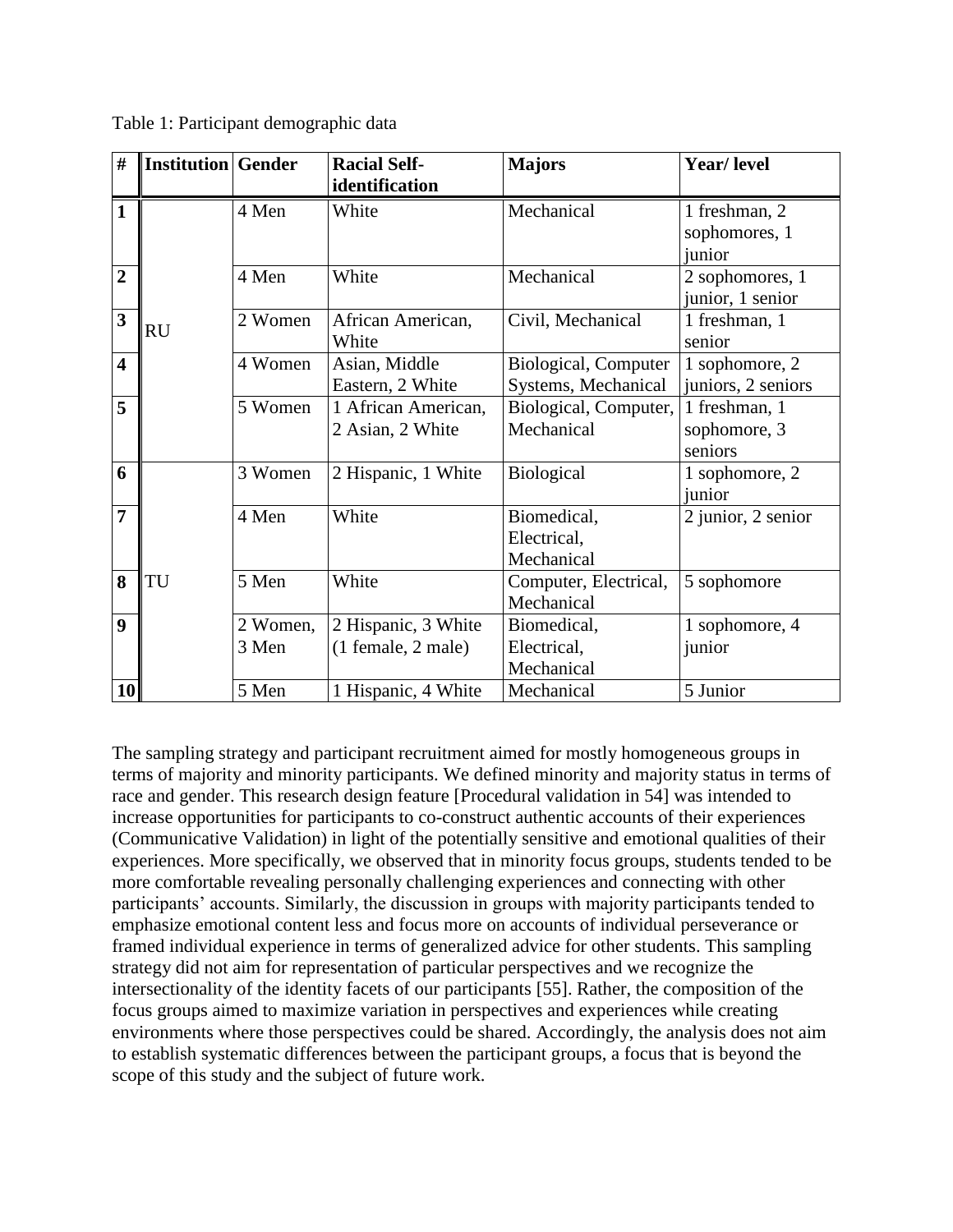Table 1: Participant demographic data

| # | Institution | Gender | Racial Self-identification | Majors | Year/ level |
|---|---|---|---|---|---|
| **1** | RU | 4 Men | White | Mechanical | 1 freshman, 2 sophomores, 1 junior |
| **2** | | 4 Men | White | Mechanical | 2 sophomores, 1 junior, 1 senior |
| **3** | | 2 Women | African American, White | Civil, Mechanical | 1 freshman, 1 senior |
| **4** | | 4 Women | Asian, Middle Eastern, 2 White | Biological, Computer Systems, Mechanical | 1 sophomore, 2 juniors, 2 seniors |
| **5** | | 5 Women | 1 African American, 2 Asian, 2 White | Biological, Computer, Mechanical | 1 freshman, 1 sophomore, 3 seniors |
| **6** | TU | 3 Women | 2 Hispanic, 1 White | Biological | 1 sophomore, 2 junior |
| **7** | | 4 Men | White | Biomedical, Electrical, Mechanical | 2 junior, 2 senior |
| **8** | | 5 Men | White | Computer, Electrical, Mechanical | 5 sophomore |
| **9** | | 2 Women, 3 Men | 2 Hispanic, 3 White (1 female, 2 male) | Biomedical, Electrical, Mechanical | 1 sophomore, 4 junior |
| **10** | | 5 Men | 1 Hispanic, 4 White | Mechanical | 5 Junior |

The sampling strategy and participant recruitment aimed for mostly homogeneous groups in terms of majority and minority participants. We defined minority and majority status in terms of race and gender. This research design feature [Procedural validation in 54] was intended to increase opportunities for participants to co-construct authentic accounts of their experiences (Communicative Validation) in light of the potentially sensitive and emotional qualities of their experiences. More specifically, we observed that in minority focus groups, students tended to be more comfortable revealing personally challenging experiences and connecting with other participants' accounts. Similarly, the discussion in groups with majority participants tended to emphasize emotional content less and focus more on accounts of individual perseverance or framed individual experience in terms of generalized advice for other students. This sampling strategy did not aim for representation of particular perspectives and we recognize the intersectionality of the identity facets of our participants [55]. Rather, the composition of the focus groups aimed to maximize variation in perspectives and experiences while creating environments where those perspectives could be shared. Accordingly, the analysis does not aim to establish systematic differences between the participant groups, a focus that is beyond the scope of this study and the subject of future work.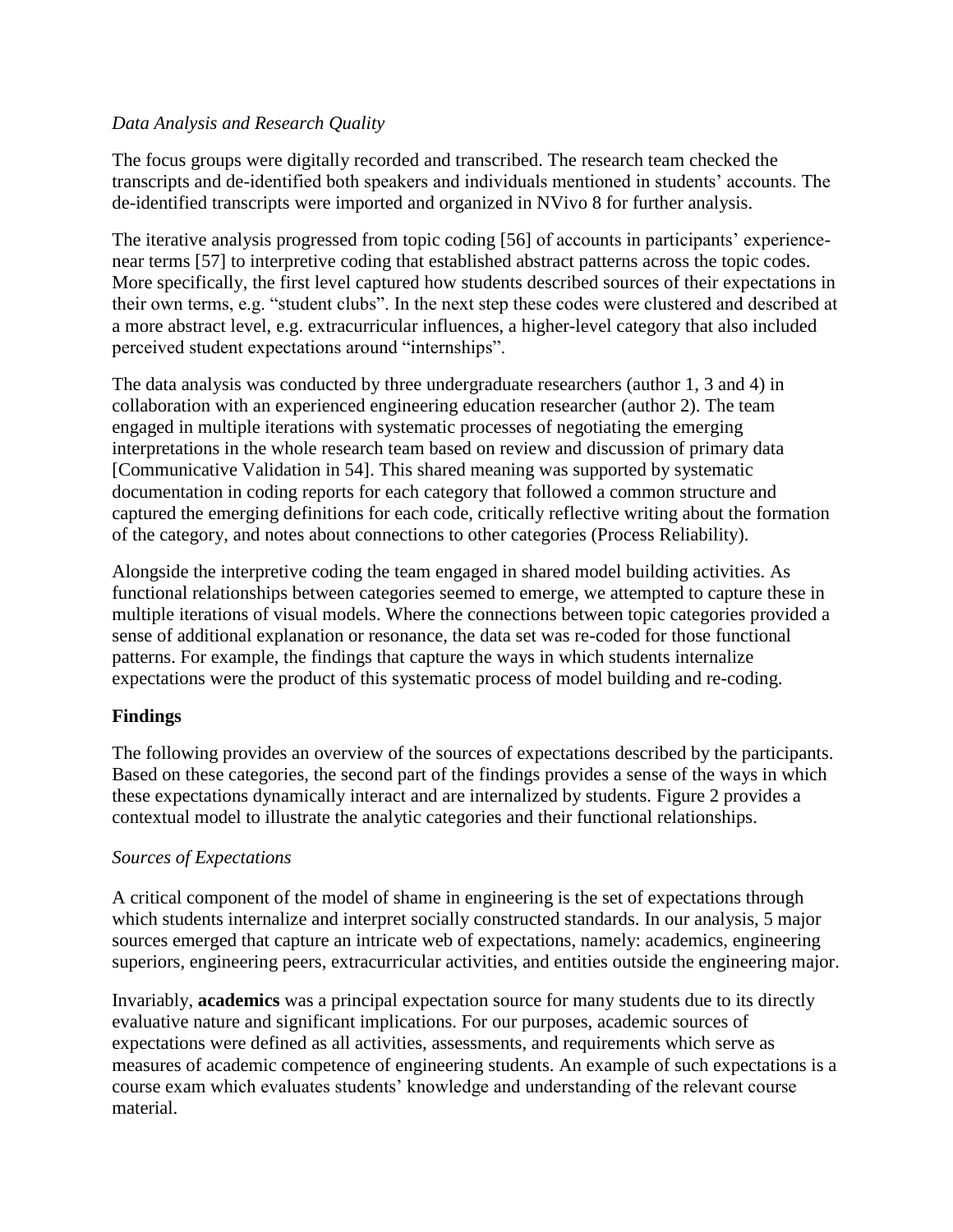*Data Analysis and Research Quality*

The focus groups were digitally recorded and transcribed. The research team checked the transcripts and de-identified both speakers and individuals mentioned in students' accounts. The de-identified transcripts were imported and organized in NVivo 8 for further analysis.

The iterative analysis progressed from topic coding [56] of accounts in participants' experience-near terms [57] to interpretive coding that established abstract patterns across the topic codes. More specifically, the first level captured how students described sources of their expectations in their own terms, e.g. "student clubs". In the next step these codes were clustered and described at a more abstract level, e.g. extracurricular influences, a higher-level category that also included perceived student expectations around "internships".

The data analysis was conducted by three undergraduate researchers (author 1, 3 and 4) in collaboration with an experienced engineering education researcher (author 2). The team engaged in multiple iterations with systematic processes of negotiating the emerging interpretations in the whole research team based on review and discussion of primary data [Communicative Validation in 54]. This shared meaning was supported by systematic documentation in coding reports for each category that followed a common structure and captured the emerging definitions for each code, critically reflective writing about the formation of the category, and notes about connections to other categories (Process Reliability).

Alongside the interpretive coding the team engaged in shared model building activities. As functional relationships between categories seemed to emerge, we attempted to capture these in multiple iterations of visual models. Where the connections between topic categories provided a sense of additional explanation or resonance, the data set was re-coded for those functional patterns. For example, the findings that capture the ways in which students internalize expectations were the product of this systematic process of model building and re-coding.

## Findings

The following provides an overview of the sources of expectations described by the participants. Based on these categories, the second part of the findings provides a sense of the ways in which these expectations dynamically interact and are internalized by students. Figure 2 provides a contextual model to illustrate the analytic categories and their functional relationships.

*Sources of Expectations*

A critical component of the model of shame in engineering is the set of expectations through which students internalize and interpret socially constructed standards. In our analysis, 5 major sources emerged that capture an intricate web of expectations, namely: academics, engineering superiors, engineering peers, extracurricular activities, and entities outside the engineering major.

Invariably, **academics** was a principal expectation source for many students due to its directly evaluative nature and significant implications. For our purposes, academic sources of expectations were defined as all activities, assessments, and requirements which serve as measures of academic competence of engineering students. An example of such expectations is a course exam which evaluates students' knowledge and understanding of the relevant course material.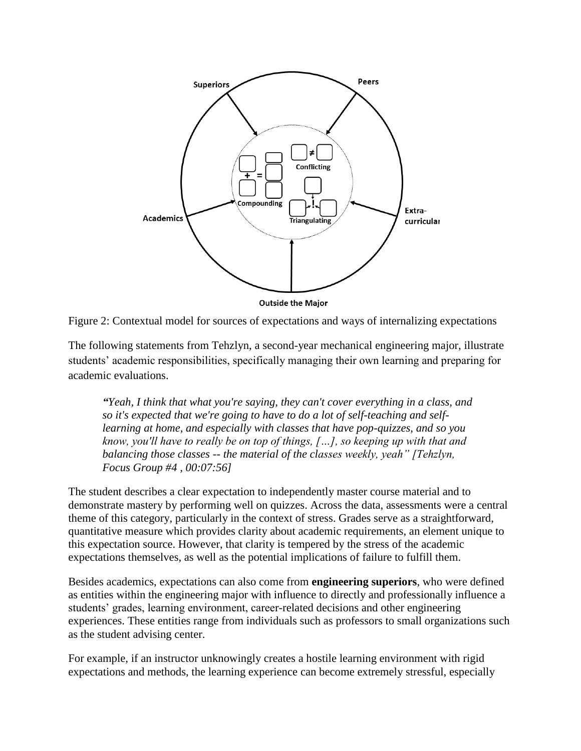Figure 2: Contextual model for sources of expectations and ways of internalizing expectations

The following statements from Tehzlyn, a second-year mechanical engineering major, illustrate students' academic responsibilities, specifically managing their own learning and preparing for academic evaluations.

> *"Yeah, I think that what you're saying, they can't cover everything in a class, and so it's expected that we're going to have to do a lot of self-teaching and self-learning at home, and especially with classes that have pop-quizzes, and so you know, you'll have to really be on top of things, […], so keeping up with that and balancing those classes -- the material of the classes weekly, yeah" [Tehzlyn, Focus Group #4 , 00:07:56]*

The student describes a clear expectation to independently master course material and to demonstrate mastery by performing well on quizzes. Across the data, assessments were a central theme of this category, particularly in the context of stress. Grades serve as a straightforward, quantitative measure which provides clarity about academic requirements, an element unique to this expectation source. However, that clarity is tempered by the stress of the academic expectations themselves, as well as the potential implications of failure to fulfill them.

Besides academics, expectations can also come from **engineering superiors**, who were defined as entities within the engineering major with influence to directly and professionally influence a students' grades, learning environment, career-related decisions and other engineering experiences. These entities range from individuals such as professors to small organizations such as the student advising center.

For example, if an instructor unknowingly creates a hostile learning environment with rigid expectations and methods, the learning experience can become extremely stressful, especially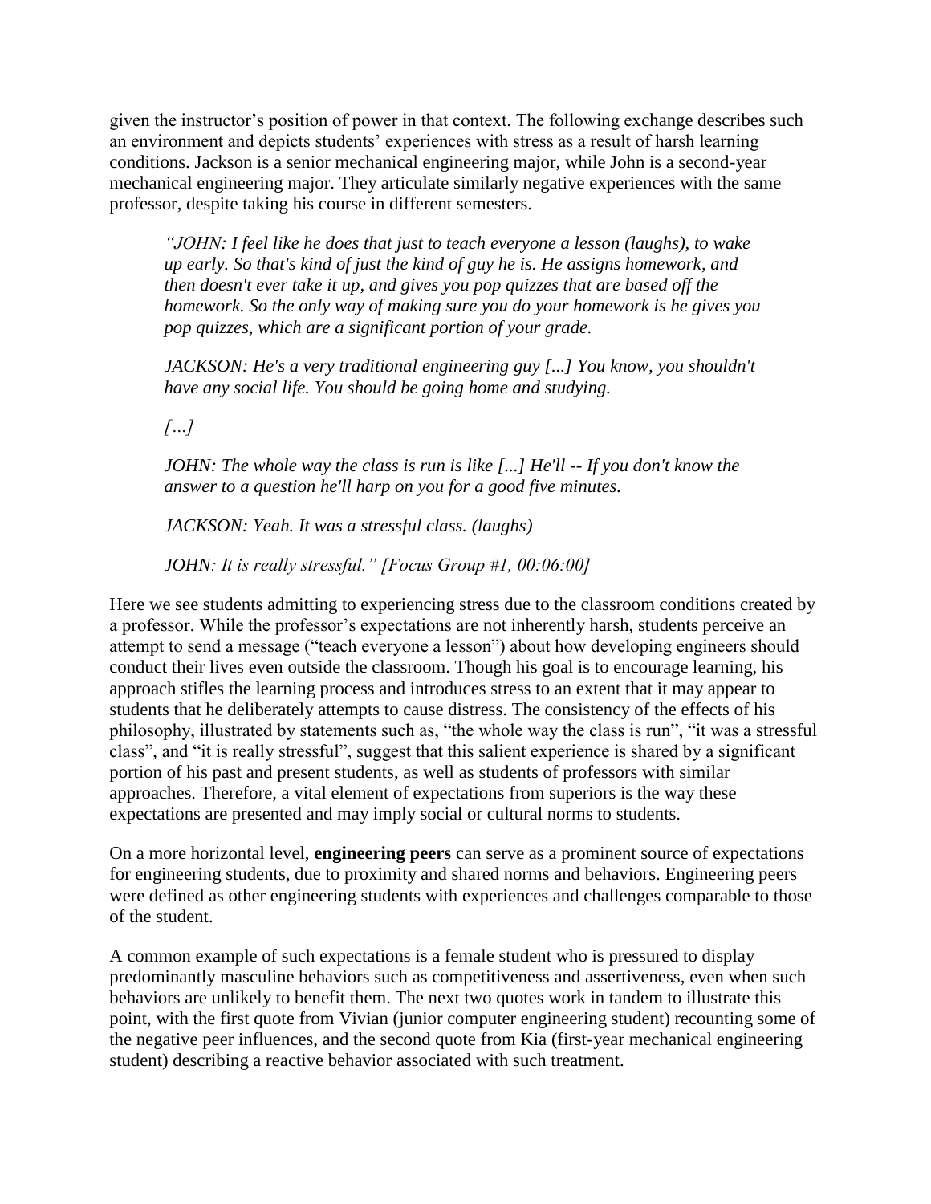given the instructor's position of power in that context. The following exchange describes such an environment and depicts students' experiences with stress as a result of harsh learning conditions. Jackson is a senior mechanical engineering major, while John is a second-year mechanical engineering major. They articulate similarly negative experiences with the same professor, despite taking his course in different semesters.

> *"JOHN: I feel like he does that just to teach everyone a lesson (laughs), to wake up early. So that's kind of just the kind of guy he is. He assigns homework, and then doesn't ever take it up, and gives you pop quizzes that are based off the homework. So the only way of making sure you do your homework is he gives you pop quizzes, which are a significant portion of your grade.*
>
> *JACKSON: He's a very traditional engineering guy [...] You know, you shouldn't have any social life. You should be going home and studying.*
>
> *[...]*
>
> *JOHN: The whole way the class is run is like [...] He'll -- If you don't know the answer to a question he'll harp on you for a good five minutes.*
>
> *JACKSON: Yeah. It was a stressful class. (laughs)*
>
> *JOHN: It is really stressful." [Focus Group #1, 00:06:00]*

Here we see students admitting to experiencing stress due to the classroom conditions created by a professor. While the professor's expectations are not inherently harsh, students perceive an attempt to send a message ("teach everyone a lesson") about how developing engineers should conduct their lives even outside the classroom. Though his goal is to encourage learning, his approach stifles the learning process and introduces stress to an extent that it may appear to students that he deliberately attempts to cause distress. The consistency of the effects of his philosophy, illustrated by statements such as, "the whole way the class is run", "it was a stressful class", and "it is really stressful", suggest that this salient experience is shared by a significant portion of his past and present students, as well as students of professors with similar approaches. Therefore, a vital element of expectations from superiors is the way these expectations are presented and may imply social or cultural norms to students.

On a more horizontal level, **engineering peers** can serve as a prominent source of expectations for engineering students, due to proximity and shared norms and behaviors. Engineering peers were defined as other engineering students with experiences and challenges comparable to those of the student.

A common example of such expectations is a female student who is pressured to display predominantly masculine behaviors such as competitiveness and assertiveness, even when such behaviors are unlikely to benefit them. The next two quotes work in tandem to illustrate this point, with the first quote from Vivian (junior computer engineering student) recounting some of the negative peer influences, and the second quote from Kia (first-year mechanical engineering student) describing a reactive behavior associated with such treatment.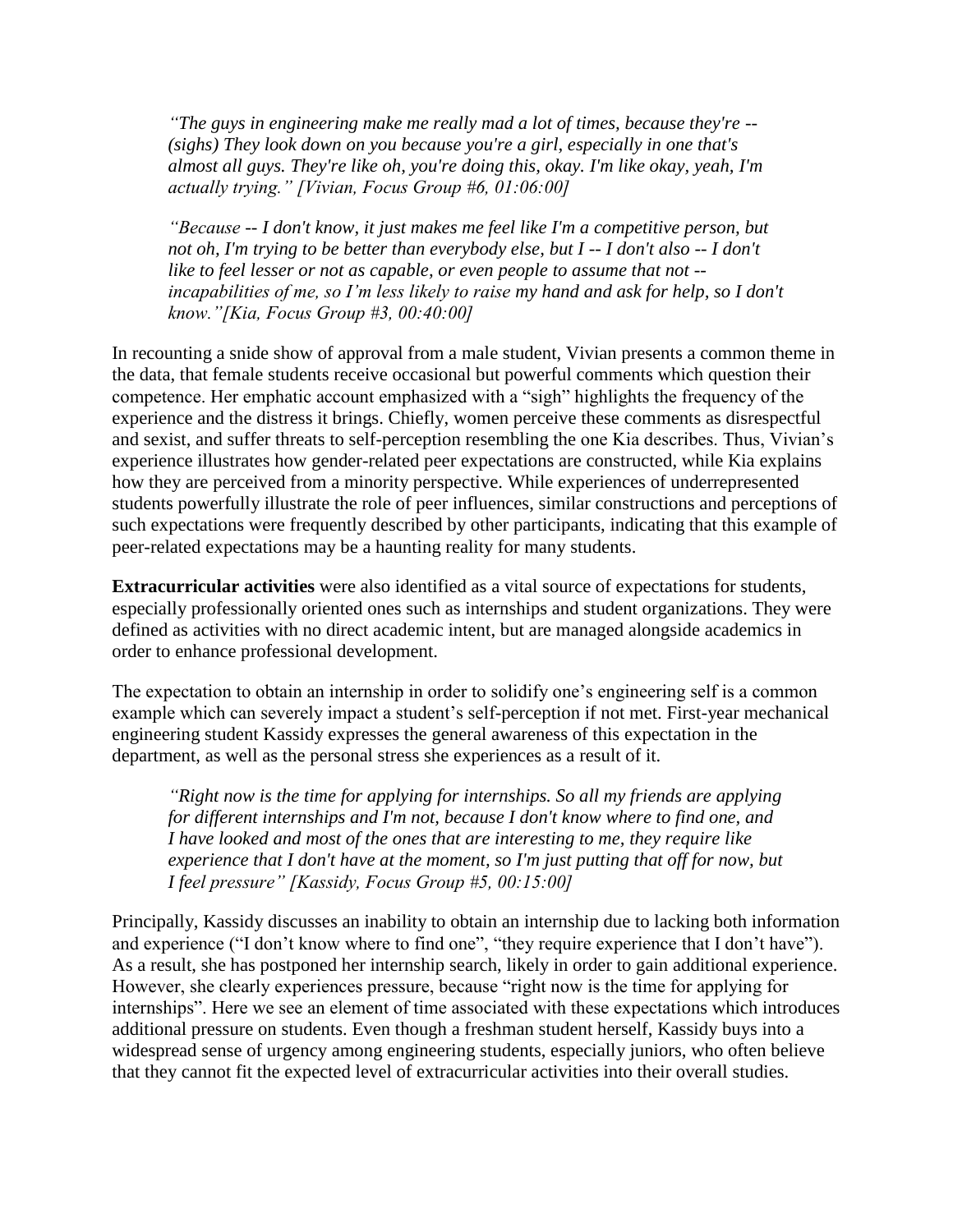> *"The guys in engineering make me really mad a lot of times, because they're -- (sighs) They look down on you because you're a girl, especially in one that's almost all guys. They're like oh, you're doing this, okay. I'm like okay, yeah, I'm actually trying." [Vivian, Focus Group #6, 01:06:00]*

> *"Because -- I don't know, it just makes me feel like I'm a competitive person, but not oh, I'm trying to be better than everybody else, but I -- I don't also -- I don't like to feel lesser or not as capable, or even people to assume that not -- incapabilities of me, so I'm less likely to raise* my hand and ask for help, so I don't know.*"[Kia, Focus Group #3, 00:40:00]*

In recounting a snide show of approval from a male student, Vivian presents a common theme in the data, that female students receive occasional but powerful comments which question their competence. Her emphatic account emphasized with a "sigh" highlights the frequency of the experience and the distress it brings. Chiefly, women perceive these comments as disrespectful and sexist, and suffer threats to self-perception resembling the one Kia describes. Thus, Vivian's experience illustrates how gender-related peer expectations are constructed, while Kia explains how they are perceived from a minority perspective. While experiences of underrepresented students powerfully illustrate the role of peer influences, similar constructions and perceptions of such expectations were frequently described by other participants, indicating that this example of peer-related expectations may be a haunting reality for many students.

**Extracurricular activities** were also identified as a vital source of expectations for students, especially professionally oriented ones such as internships and student organizations. They were defined as activities with no direct academic intent, but are managed alongside academics in order to enhance professional development.

The expectation to obtain an internship in order to solidify one's engineering self is a common example which can severely impact a student's self-perception if not met. First-year mechanical engineering student Kassidy expresses the general awareness of this expectation in the department, as well as the personal stress she experiences as a result of it.

> *"Right now is the time for applying for internships. So all my friends are applying for different internships and I'm not, because I don't know where to find one, and I have looked and most of the ones that are interesting to me, they require like experience that I don't have at the moment, so I'm just putting that off for now, but I feel pressure" [Kassidy, Focus Group #5, 00:15:00]*

Principally, Kassidy discusses an inability to obtain an internship due to lacking both information and experience ("I don't know where to find one", "they require experience that I don't have"). As a result, she has postponed her internship search, likely in order to gain additional experience. However, she clearly experiences pressure, because "right now is the time for applying for internships". Here we see an element of time associated with these expectations which introduces additional pressure on students. Even though a freshman student herself, Kassidy buys into a widespread sense of urgency among engineering students, especially juniors, who often believe that they cannot fit the expected level of extracurricular activities into their overall studies.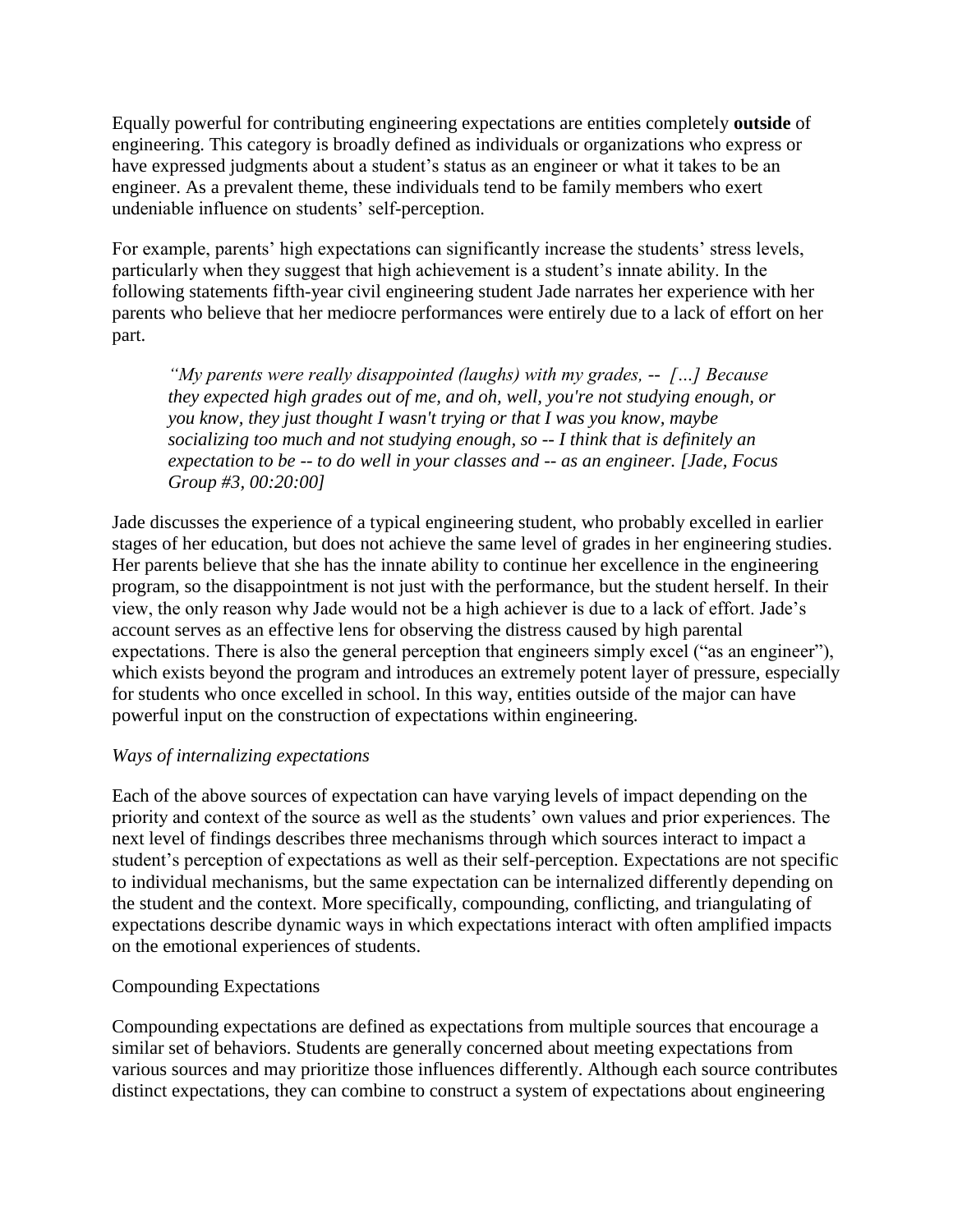Equally powerful for contributing engineering expectations are entities completely **outside** of engineering. This category is broadly defined as individuals or organizations who express or have expressed judgments about a student's status as an engineer or what it takes to be an engineer. As a prevalent theme, these individuals tend to be family members who exert undeniable influence on students' self-perception.

For example, parents' high expectations can significantly increase the students' stress levels, particularly when they suggest that high achievement is a student's innate ability. In the following statements fifth-year civil engineering student Jade narrates her experience with her parents who believe that her mediocre performances were entirely due to a lack of effort on her part.

> *"My parents were really disappointed (laughs) with my grades, -- […] Because they expected high grades out of me, and oh, well, you're not studying enough, or you know, they just thought I wasn't trying or that I was you know, maybe socializing too much and not studying enough, so -- I think that is definitely an expectation to be -- to do well in your classes and -- as an engineer. [Jade, Focus Group #3, 00:20:00]*

Jade discusses the experience of a typical engineering student, who probably excelled in earlier stages of her education, but does not achieve the same level of grades in her engineering studies. Her parents believe that she has the innate ability to continue her excellence in the engineering program, so the disappointment is not just with the performance, but the student herself. In their view, the only reason why Jade would not be a high achiever is due to a lack of effort. Jade's account serves as an effective lens for observing the distress caused by high parental expectations. There is also the general perception that engineers simply excel ("as an engineer"), which exists beyond the program and introduces an extremely potent layer of pressure, especially for students who once excelled in school. In this way, entities outside of the major can have powerful input on the construction of expectations within engineering.

### *Ways of internalizing expectations*

Each of the above sources of expectation can have varying levels of impact depending on the priority and context of the source as well as the students' own values and prior experiences. The next level of findings describes three mechanisms through which sources interact to impact a student's perception of expectations as well as their self-perception. Expectations are not specific to individual mechanisms, but the same expectation can be internalized differently depending on the student and the context. More specifically, compounding, conflicting, and triangulating of expectations describe dynamic ways in which expectations interact with often amplified impacts on the emotional experiences of students.

#### Compounding Expectations

Compounding expectations are defined as expectations from multiple sources that encourage a similar set of behaviors. Students are generally concerned about meeting expectations from various sources and may prioritize those influences differently. Although each source contributes distinct expectations, they can combine to construct a system of expectations about engineering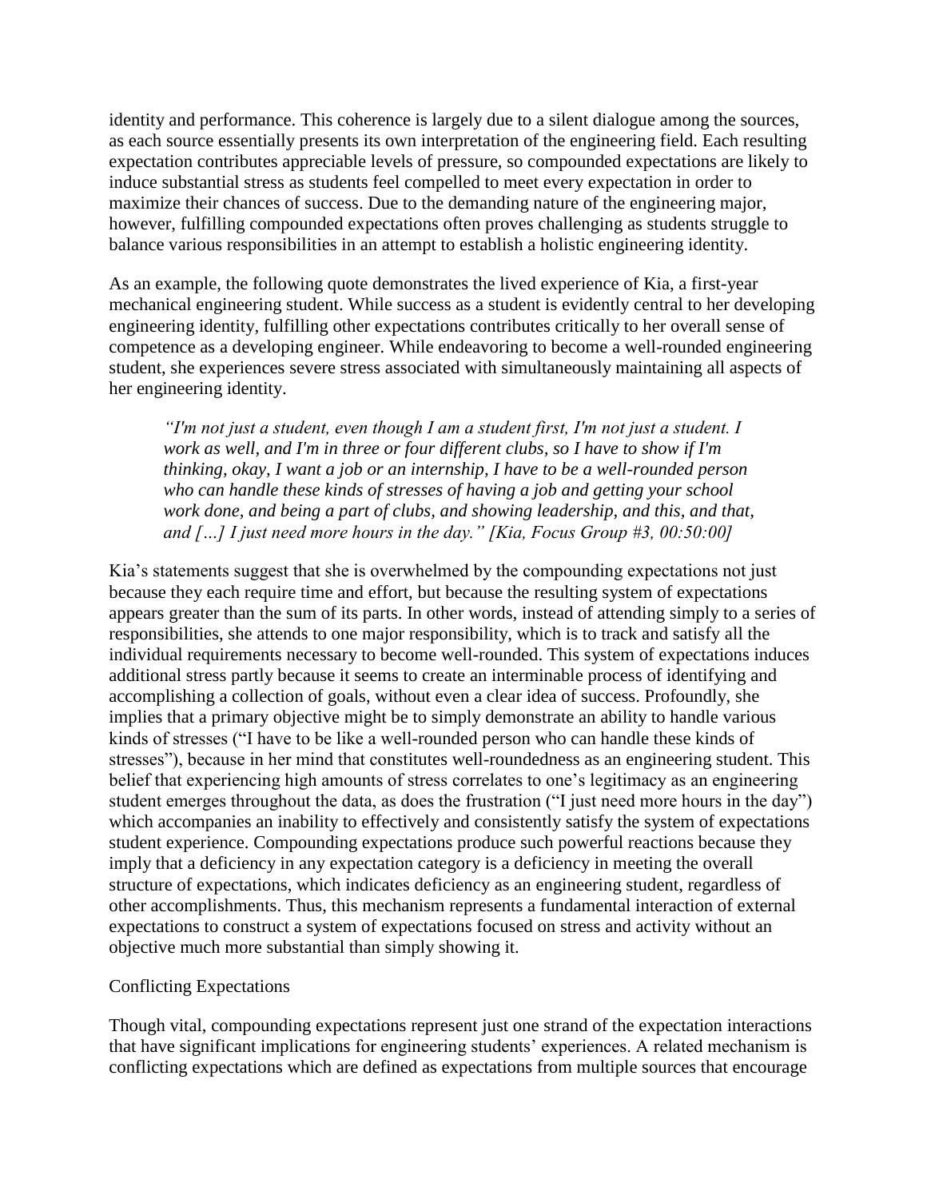identity and performance. This coherence is largely due to a silent dialogue among the sources, as each source essentially presents its own interpretation of the engineering field. Each resulting expectation contributes appreciable levels of pressure, so compounded expectations are likely to induce substantial stress as students feel compelled to meet every expectation in order to maximize their chances of success. Due to the demanding nature of the engineering major, however, fulfilling compounded expectations often proves challenging as students struggle to balance various responsibilities in an attempt to establish a holistic engineering identity.

As an example, the following quote demonstrates the lived experience of Kia, a first-year mechanical engineering student. While success as a student is evidently central to her developing engineering identity, fulfilling other expectations contributes critically to her overall sense of competence as a developing engineer. While endeavoring to become a well-rounded engineering student, she experiences severe stress associated with simultaneously maintaining all aspects of her engineering identity.

> *"I'm not just a student, even though I am a student first, I'm not just a student. I work as well, and I'm in three or four different clubs, so I have to show if I'm thinking, okay, I want a job or an internship, I have to be a well-rounded person who can handle these kinds of stresses of having a job and getting your school work done, and being a part of clubs, and showing leadership, and this, and that, and […] I just need more hours in the day." [Kia, Focus Group #3, 00:50:00]*

Kia's statements suggest that she is overwhelmed by the compounding expectations not just because they each require time and effort, but because the resulting system of expectations appears greater than the sum of its parts. In other words, instead of attending simply to a series of responsibilities, she attends to one major responsibility, which is to track and satisfy all the individual requirements necessary to become well-rounded. This system of expectations induces additional stress partly because it seems to create an interminable process of identifying and accomplishing a collection of goals, without even a clear idea of success. Profoundly, she implies that a primary objective might be to simply demonstrate an ability to handle various kinds of stresses ("I have to be like a well-rounded person who can handle these kinds of stresses"), because in her mind that constitutes well-roundedness as an engineering student. This belief that experiencing high amounts of stress correlates to one's legitimacy as an engineering student emerges throughout the data, as does the frustration ("I just need more hours in the day") which accompanies an inability to effectively and consistently satisfy the system of expectations student experience. Compounding expectations produce such powerful reactions because they imply that a deficiency in any expectation category is a deficiency in meeting the overall structure of expectations, which indicates deficiency as an engineering student, regardless of other accomplishments. Thus, this mechanism represents a fundamental interaction of external expectations to construct a system of expectations focused on stress and activity without an objective much more substantial than simply showing it.

## Conflicting Expectations

Though vital, compounding expectations represent just one strand of the expectation interactions that have significant implications for engineering students' experiences. A related mechanism is conflicting expectations which are defined as expectations from multiple sources that encourage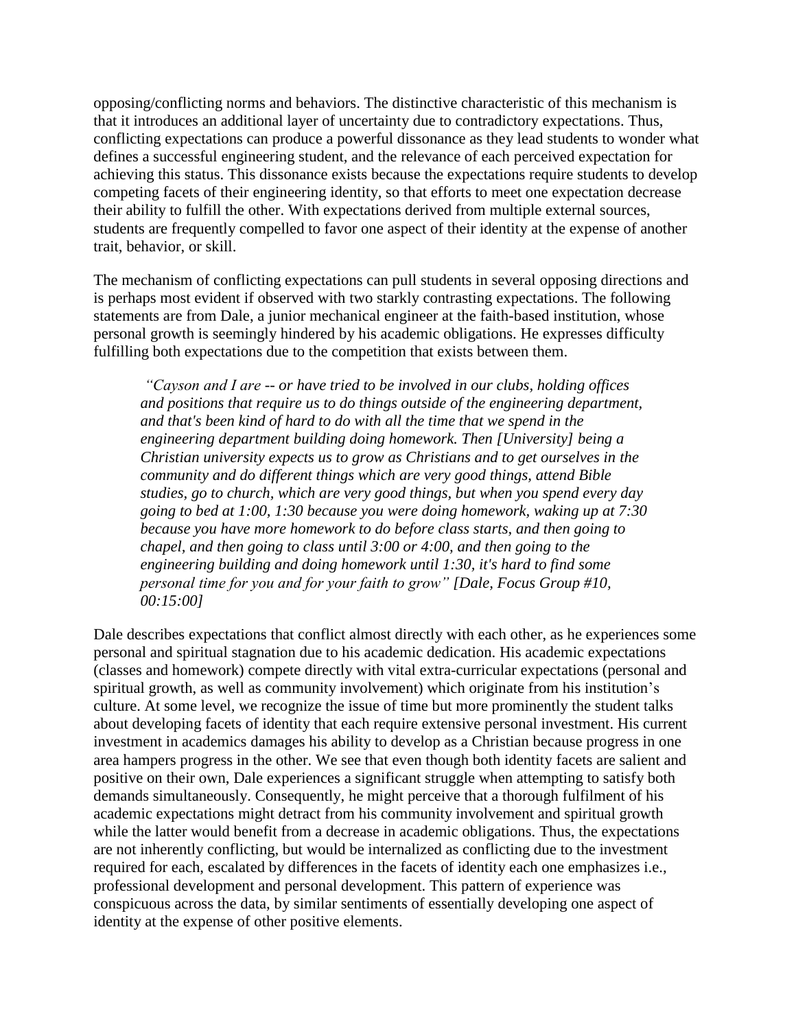opposing/conflicting norms and behaviors. The distinctive characteristic of this mechanism is that it introduces an additional layer of uncertainty due to contradictory expectations. Thus, conflicting expectations can produce a powerful dissonance as they lead students to wonder what defines a successful engineering student, and the relevance of each perceived expectation for achieving this status. This dissonance exists because the expectations require students to develop competing facets of their engineering identity, so that efforts to meet one expectation decrease their ability to fulfill the other. With expectations derived from multiple external sources, students are frequently compelled to favor one aspect of their identity at the expense of another trait, behavior, or skill.

The mechanism of conflicting expectations can pull students in several opposing directions and is perhaps most evident if observed with two starkly contrasting expectations. The following statements are from Dale, a junior mechanical engineer at the faith-based institution, whose personal growth is seemingly hindered by his academic obligations. He expresses difficulty fulfilling both expectations due to the competition that exists between them.

> *"Cayson and I are -- or have tried to be involved in our clubs, holding offices and positions that require us to do things outside of the engineering department, and that's been kind of hard to do with all the time that we spend in the engineering department building doing homework. Then [University] being a Christian university expects us to grow as Christians and to get ourselves in the community and do different things which are very good things, attend Bible studies, go to church, which are very good things, but when you spend every day going to bed at 1:00, 1:30 because you were doing homework, waking up at 7:30 because you have more homework to do before class starts, and then going to chapel, and then going to class until 3:00 or 4:00, and then going to the engineering building and doing homework until 1:30, it's hard to find some personal time for you and for your faith to grow" [Dale, Focus Group #10, 00:15:00]*

Dale describes expectations that conflict almost directly with each other, as he experiences some personal and spiritual stagnation due to his academic dedication. His academic expectations (classes and homework) compete directly with vital extra-curricular expectations (personal and spiritual growth, as well as community involvement) which originate from his institution's culture. At some level, we recognize the issue of time but more prominently the student talks about developing facets of identity that each require extensive personal investment. His current investment in academics damages his ability to develop as a Christian because progress in one area hampers progress in the other. We see that even though both identity facets are salient and positive on their own, Dale experiences a significant struggle when attempting to satisfy both demands simultaneously. Consequently, he might perceive that a thorough fulfilment of his academic expectations might detract from his community involvement and spiritual growth while the latter would benefit from a decrease in academic obligations. Thus, the expectations are not inherently conflicting, but would be internalized as conflicting due to the investment required for each, escalated by differences in the facets of identity each one emphasizes i.e., professional development and personal development. This pattern of experience was conspicuous across the data, by similar sentiments of essentially developing one aspect of identity at the expense of other positive elements.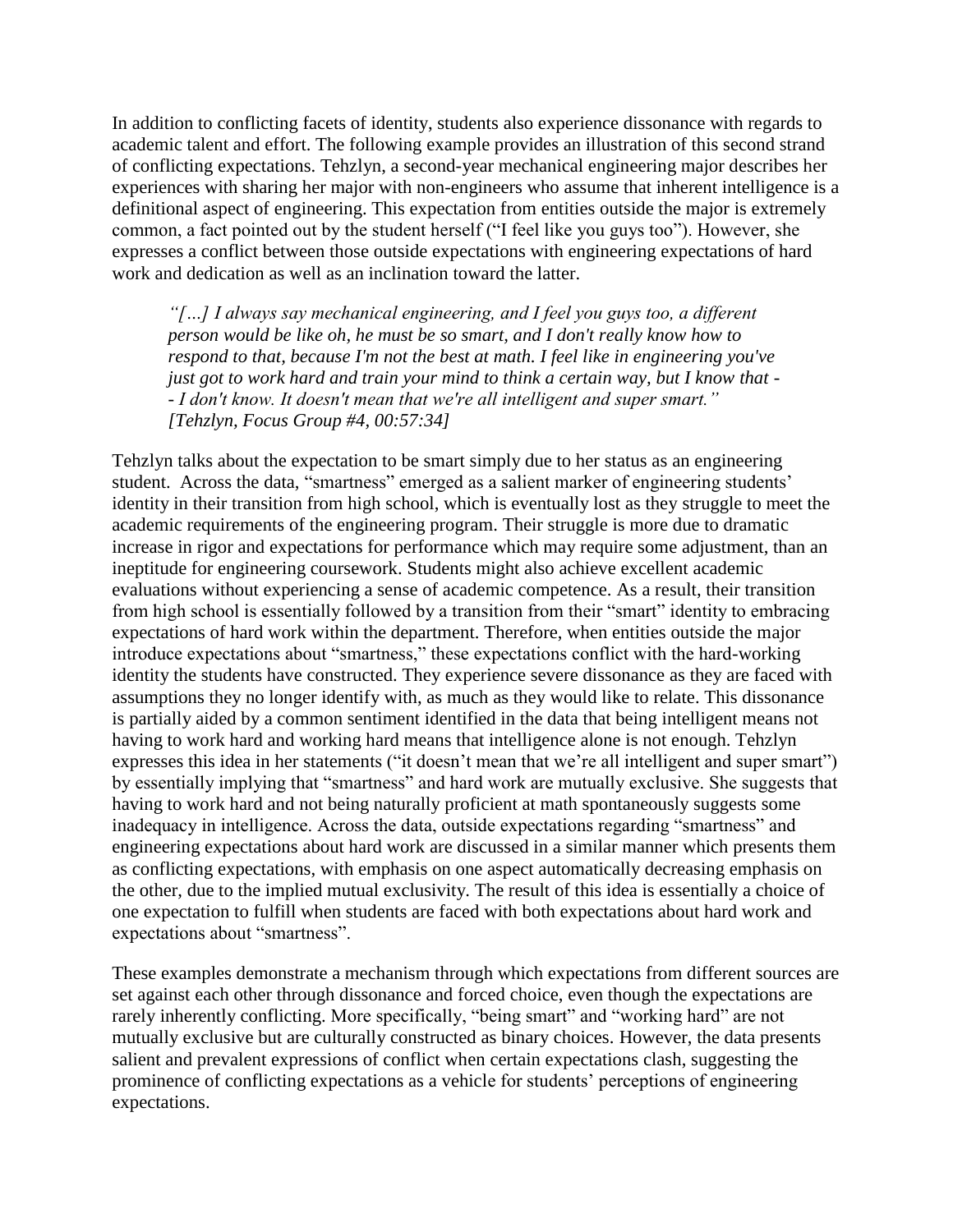In addition to conflicting facets of identity, students also experience dissonance with regards to academic talent and effort. The following example provides an illustration of this second strand of conflicting expectations. Tehzlyn, a second-year mechanical engineering major describes her experiences with sharing her major with non-engineers who assume that inherent intelligence is a definitional aspect of engineering. This expectation from entities outside the major is extremely common, a fact pointed out by the student herself ("I feel like you guys too"). However, she expresses a conflict between those outside expectations with engineering expectations of hard work and dedication as well as an inclination toward the latter.

> *"[…] I always say mechanical engineering, and I feel you guys too, a different person would be like oh, he must be so smart, and I don't really know how to respond to that, because I'm not the best at math. I feel like in engineering you've just got to work hard and train your mind to think a certain way, but I know that -- I don't know. It doesn't mean that we're all intelligent and super smart." [Tehzlyn, Focus Group #4, 00:57:34]*

Tehzlyn talks about the expectation to be smart simply due to her status as an engineering student. Across the data, "smartness" emerged as a salient marker of engineering students' identity in their transition from high school, which is eventually lost as they struggle to meet the academic requirements of the engineering program. Their struggle is more due to dramatic increase in rigor and expectations for performance which may require some adjustment, than an ineptitude for engineering coursework. Students might also achieve excellent academic evaluations without experiencing a sense of academic competence. As a result, their transition from high school is essentially followed by a transition from their "smart" identity to embracing expectations of hard work within the department. Therefore, when entities outside the major introduce expectations about "smartness," these expectations conflict with the hard-working identity the students have constructed. They experience severe dissonance as they are faced with assumptions they no longer identify with, as much as they would like to relate. This dissonance is partially aided by a common sentiment identified in the data that being intelligent means not having to work hard and working hard means that intelligence alone is not enough. Tehzlyn expresses this idea in her statements ("it doesn't mean that we're all intelligent and super smart") by essentially implying that "smartness" and hard work are mutually exclusive. She suggests that having to work hard and not being naturally proficient at math spontaneously suggests some inadequacy in intelligence. Across the data, outside expectations regarding "smartness" and engineering expectations about hard work are discussed in a similar manner which presents them as conflicting expectations, with emphasis on one aspect automatically decreasing emphasis on the other, due to the implied mutual exclusivity. The result of this idea is essentially a choice of one expectation to fulfill when students are faced with both expectations about hard work and expectations about "smartness".

These examples demonstrate a mechanism through which expectations from different sources are set against each other through dissonance and forced choice, even though the expectations are rarely inherently conflicting. More specifically, "being smart" and "working hard" are not mutually exclusive but are culturally constructed as binary choices. However, the data presents salient and prevalent expressions of conflict when certain expectations clash, suggesting the prominence of conflicting expectations as a vehicle for students' perceptions of engineering expectations.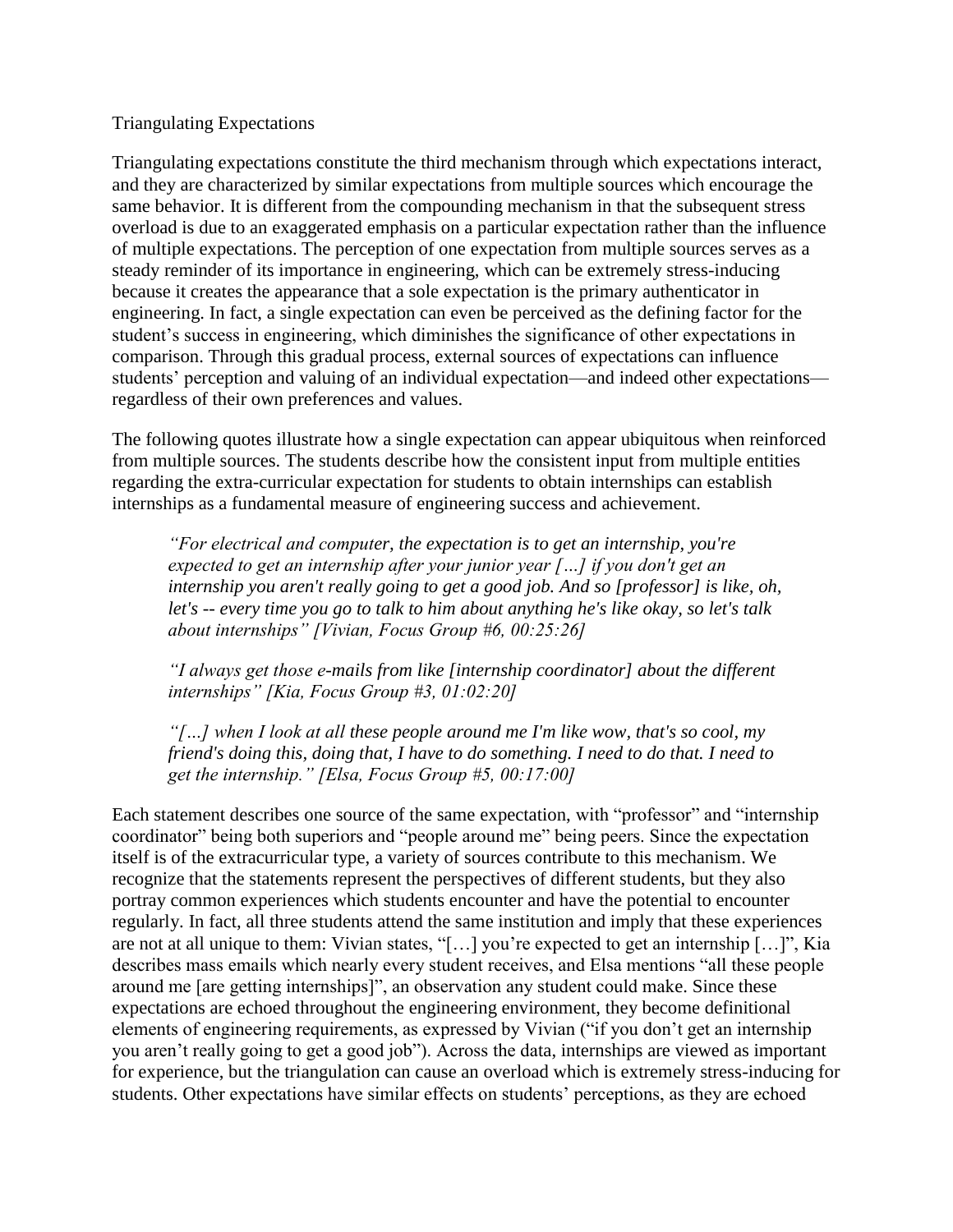## Triangulating Expectations

Triangulating expectations constitute the third mechanism through which expectations interact, and they are characterized by similar expectations from multiple sources which encourage the same behavior. It is different from the compounding mechanism in that the subsequent stress overload is due to an exaggerated emphasis on a particular expectation rather than the influence of multiple expectations. The perception of one expectation from multiple sources serves as a steady reminder of its importance in engineering, which can be extremely stress-inducing because it creates the appearance that a sole expectation is the primary authenticator in engineering. In fact, a single expectation can even be perceived as the defining factor for the student's success in engineering, which diminishes the significance of other expectations in comparison. Through this gradual process, external sources of expectations can influence students' perception and valuing of an individual expectation—and indeed other expectations—regardless of their own preferences and values.

The following quotes illustrate how a single expectation can appear ubiquitous when reinforced from multiple sources. The students describe how the consistent input from multiple entities regarding the extra-curricular expectation for students to obtain internships can establish internships as a fundamental measure of engineering success and achievement.

> *"For electrical and computer, the expectation is to get an internship, you're expected to get an internship after your junior year […] if you don't get an internship you aren't really going to get a good job. And so [professor] is like, oh, let's -- every time you go to talk to him about anything he's like okay, so let's talk about internships" [Vivian, Focus Group #6, 00:25:26]*

> *"I always get those e-mails from like [internship coordinator] about the different internships" [Kia, Focus Group #3, 01:02:20]*

> *"[…] when I look at all these people around me I'm like wow, that's so cool, my friend's doing this, doing that, I have to do something. I need to do that. I need to get the internship." [Elsa, Focus Group #5, 00:17:00]*

Each statement describes one source of the same expectation, with "professor" and "internship coordinator" being both superiors and "people around me" being peers. Since the expectation itself is of the extracurricular type, a variety of sources contribute to this mechanism. We recognize that the statements represent the perspectives of different students, but they also portray common experiences which students encounter and have the potential to encounter regularly. In fact, all three students attend the same institution and imply that these experiences are not at all unique to them: Vivian states, "[…] you're expected to get an internship […]", Kia describes mass emails which nearly every student receives, and Elsa mentions "all these people around me [are getting internships]", an observation any student could make. Since these expectations are echoed throughout the engineering environment, they become definitional elements of engineering requirements, as expressed by Vivian ("if you don't get an internship you aren't really going to get a good job"). Across the data, internships are viewed as important for experience, but the triangulation can cause an overload which is extremely stress-inducing for students. Other expectations have similar effects on students' perceptions, as they are echoed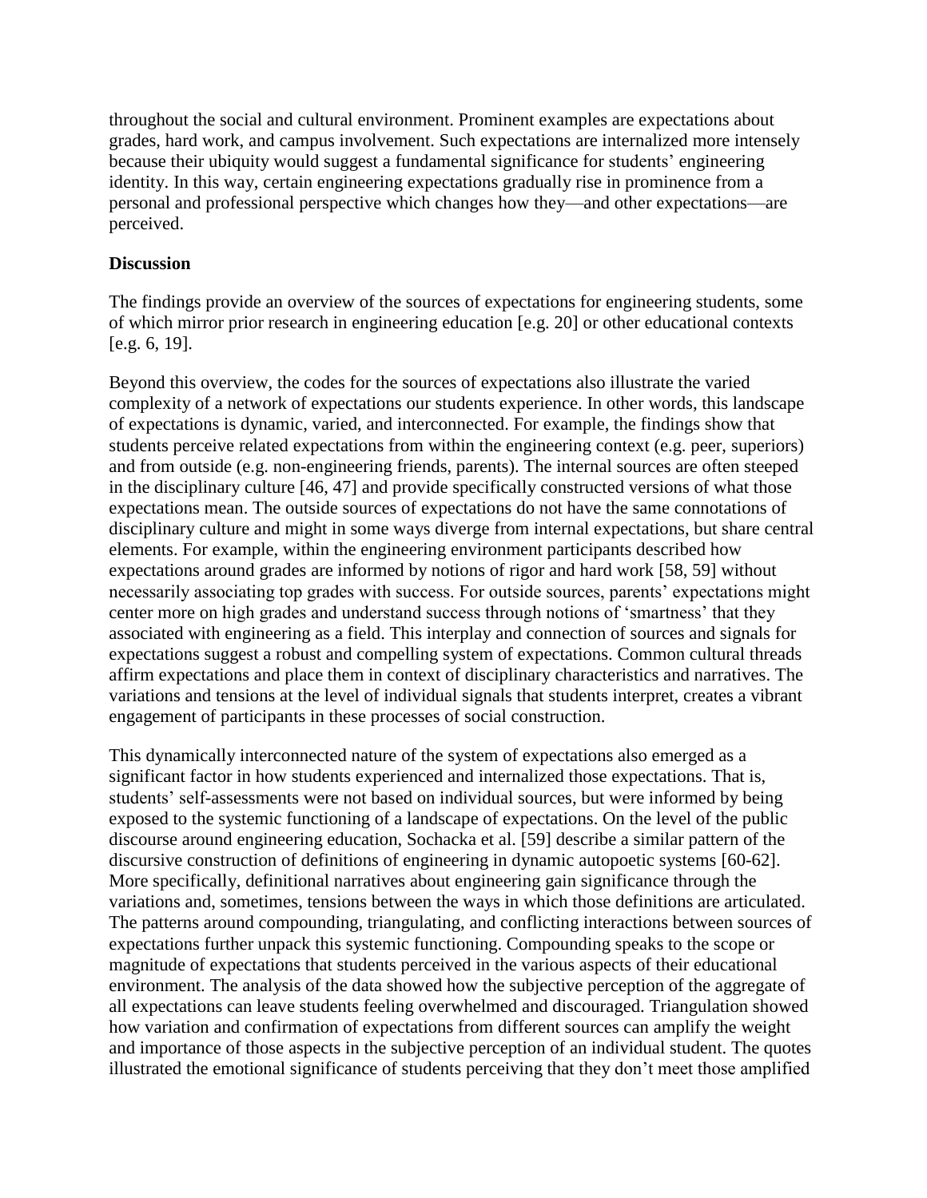throughout the social and cultural environment. Prominent examples are expectations about grades, hard work, and campus involvement. Such expectations are internalized more intensely because their ubiquity would suggest a fundamental significance for students' engineering identity. In this way, certain engineering expectations gradually rise in prominence from a personal and professional perspective which changes how they—and other expectations—are perceived.

**Discussion**

The findings provide an overview of the sources of expectations for engineering students, some of which mirror prior research in engineering education [e.g. 20] or other educational contexts [e.g. 6, 19].

Beyond this overview, the codes for the sources of expectations also illustrate the varied complexity of a network of expectations our students experience. In other words, this landscape of expectations is dynamic, varied, and interconnected. For example, the findings show that students perceive related expectations from within the engineering context (e.g. peer, superiors) and from outside (e.g. non-engineering friends, parents). The internal sources are often steeped in the disciplinary culture [46, 47] and provide specifically constructed versions of what those expectations mean. The outside sources of expectations do not have the same connotations of disciplinary culture and might in some ways diverge from internal expectations, but share central elements. For example, within the engineering environment participants described how expectations around grades are informed by notions of rigor and hard work [58, 59] without necessarily associating top grades with success. For outside sources, parents' expectations might center more on high grades and understand success through notions of 'smartness' that they associated with engineering as a field. This interplay and connection of sources and signals for expectations suggest a robust and compelling system of expectations. Common cultural threads affirm expectations and place them in context of disciplinary characteristics and narratives. The variations and tensions at the level of individual signals that students interpret, creates a vibrant engagement of participants in these processes of social construction.

This dynamically interconnected nature of the system of expectations also emerged as a significant factor in how students experienced and internalized those expectations. That is, students' self-assessments were not based on individual sources, but were informed by being exposed to the systemic functioning of a landscape of expectations. On the level of the public discourse around engineering education, Sochacka et al. [59] describe a similar pattern of the discursive construction of definitions of engineering in dynamic autopoetic systems [60-62]. More specifically, definitional narratives about engineering gain significance through the variations and, sometimes, tensions between the ways in which those definitions are articulated. The patterns around compounding, triangulating, and conflicting interactions between sources of expectations further unpack this systemic functioning. Compounding speaks to the scope or magnitude of expectations that students perceived in the various aspects of their educational environment. The analysis of the data showed how the subjective perception of the aggregate of all expectations can leave students feeling overwhelmed and discouraged. Triangulation showed how variation and confirmation of expectations from different sources can amplify the weight and importance of those aspects in the subjective perception of an individual student. The quotes illustrated the emotional significance of students perceiving that they don't meet those amplified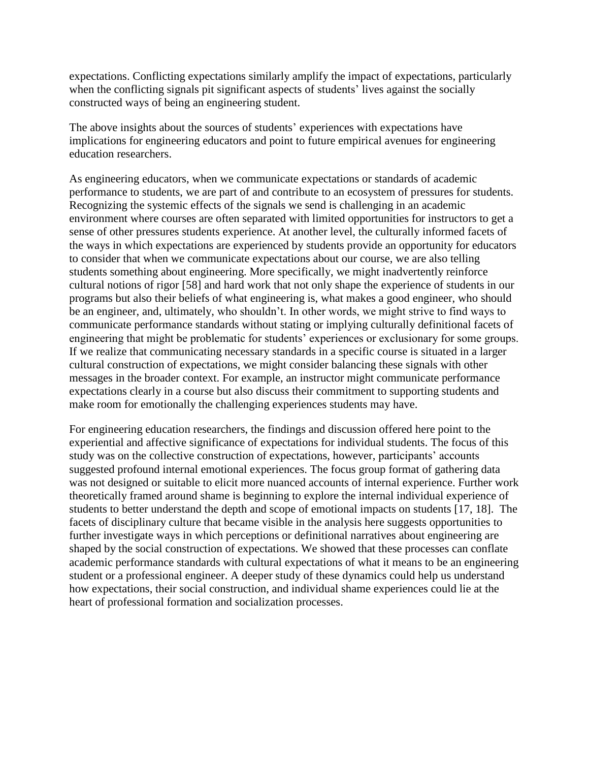expectations. Conflicting expectations similarly amplify the impact of expectations, particularly when the conflicting signals pit significant aspects of students' lives against the socially constructed ways of being an engineering student.

The above insights about the sources of students' experiences with expectations have implications for engineering educators and point to future empirical avenues for engineering education researchers.

As engineering educators, when we communicate expectations or standards of academic performance to students, we are part of and contribute to an ecosystem of pressures for students. Recognizing the systemic effects of the signals we send is challenging in an academic environment where courses are often separated with limited opportunities for instructors to get a sense of other pressures students experience. At another level, the culturally informed facets of the ways in which expectations are experienced by students provide an opportunity for educators to consider that when we communicate expectations about our course, we are also telling students something about engineering. More specifically, we might inadvertently reinforce cultural notions of rigor [58] and hard work that not only shape the experience of students in our programs but also their beliefs of what engineering is, what makes a good engineer, who should be an engineer, and, ultimately, who shouldn't. In other words, we might strive to find ways to communicate performance standards without stating or implying culturally definitional facets of engineering that might be problematic for students' experiences or exclusionary for some groups. If we realize that communicating necessary standards in a specific course is situated in a larger cultural construction of expectations, we might consider balancing these signals with other messages in the broader context. For example, an instructor might communicate performance expectations clearly in a course but also discuss their commitment to supporting students and make room for emotionally the challenging experiences students may have.

For engineering education researchers, the findings and discussion offered here point to the experiential and affective significance of expectations for individual students. The focus of this study was on the collective construction of expectations, however, participants' accounts suggested profound internal emotional experiences. The focus group format of gathering data was not designed or suitable to elicit more nuanced accounts of internal experience. Further work theoretically framed around shame is beginning to explore the internal individual experience of students to better understand the depth and scope of emotional impacts on students [17, 18]. The facets of disciplinary culture that became visible in the analysis here suggests opportunities to further investigate ways in which perceptions or definitional narratives about engineering are shaped by the social construction of expectations. We showed that these processes can conflate academic performance standards with cultural expectations of what it means to be an engineering student or a professional engineer. A deeper study of these dynamics could help us understand how expectations, their social construction, and individual shame experiences could lie at the heart of professional formation and socialization processes.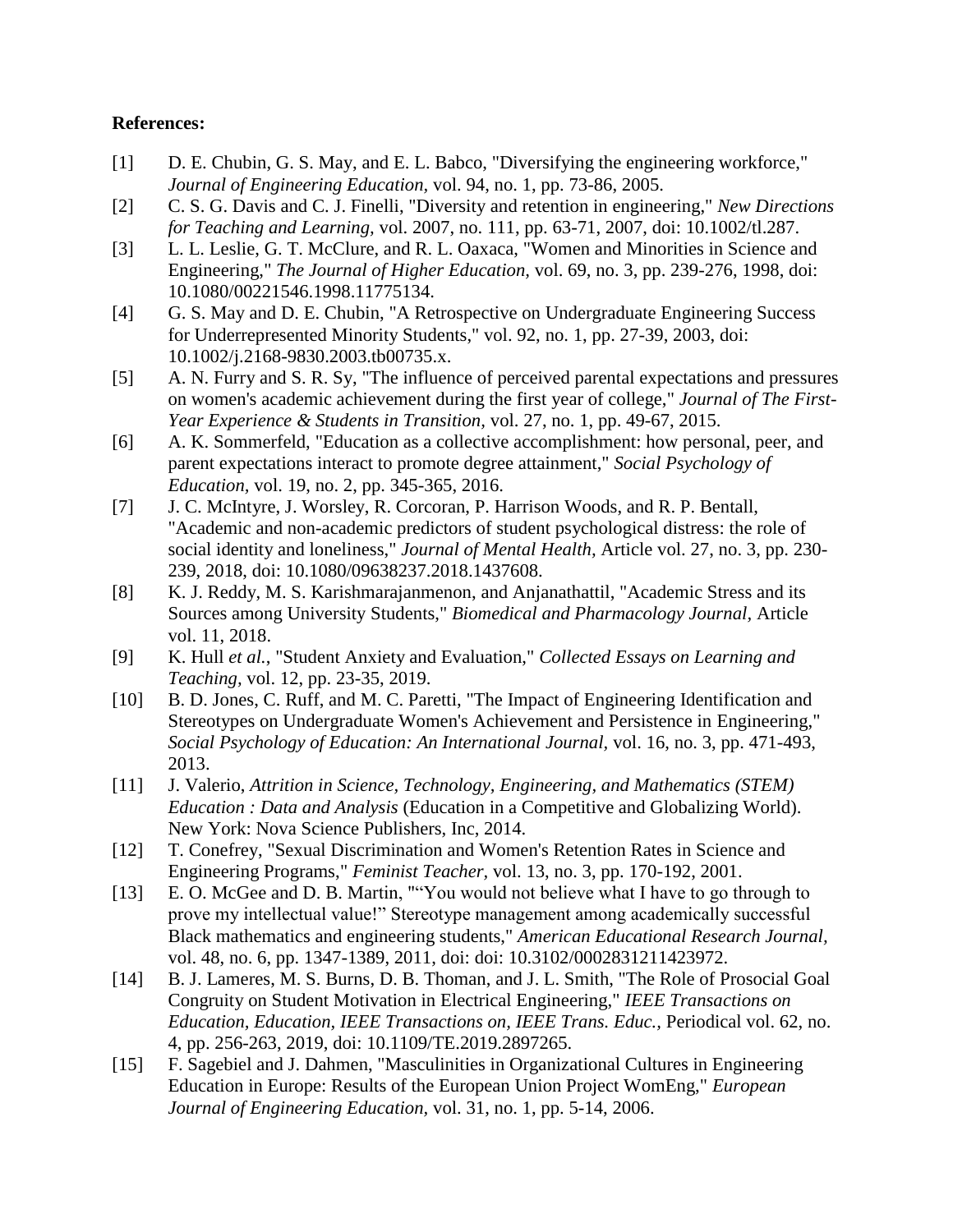**References:**

[1] D. E. Chubin, G. S. May, and E. L. Babco, "Diversifying the engineering workforce," *Journal of Engineering Education,* vol. 94, no. 1, pp. 73-86, 2005.

[2] C. S. G. Davis and C. J. Finelli, "Diversity and retention in engineering," *New Directions for Teaching and Learning,* vol. 2007, no. 111, pp. 63-71, 2007, doi: 10.1002/tl.287.

[3] L. L. Leslie, G. T. McClure, and R. L. Oaxaca, "Women and Minorities in Science and Engineering," *The Journal of Higher Education,* vol. 69, no. 3, pp. 239-276, 1998, doi: 10.1080/00221546.1998.11775134.

[4] G. S. May and D. E. Chubin, "A Retrospective on Undergraduate Engineering Success for Underrepresented Minority Students," vol. 92, no. 1, pp. 27-39, 2003, doi: 10.1002/j.2168-9830.2003.tb00735.x.

[5] A. N. Furry and S. R. Sy, "The influence of perceived parental expectations and pressures on women's academic achievement during the first year of college," *Journal of The First-Year Experience & Students in Transition,* vol. 27, no. 1, pp. 49-67, 2015.

[6] A. K. Sommerfeld, "Education as a collective accomplishment: how personal, peer, and parent expectations interact to promote degree attainment," *Social Psychology of Education,* vol. 19, no. 2, pp. 345-365, 2016.

[7] J. C. McIntyre, J. Worsley, R. Corcoran, P. Harrison Woods, and R. P. Bentall, "Academic and non-academic predictors of student psychological distress: the role of social identity and loneliness," *Journal of Mental Health,* Article vol. 27, no. 3, pp. 230-239, 2018, doi: 10.1080/09638237.2018.1437608.

[8] K. J. Reddy, M. S. Karishmarajanmenon, and Anjanathattil, "Academic Stress and its Sources among University Students," *Biomedical and Pharmacology Journal,* Article vol. 11, 2018.

[9] K. Hull *et al.*, "Student Anxiety and Evaluation," *Collected Essays on Learning and Teaching,* vol. 12, pp. 23-35, 2019.

[10] B. D. Jones, C. Ruff, and M. C. Paretti, "The Impact of Engineering Identification and Stereotypes on Undergraduate Women's Achievement and Persistence in Engineering," *Social Psychology of Education: An International Journal,* vol. 16, no. 3, pp. 471-493, 2013.

[11] J. Valerio, *Attrition in Science, Technology, Engineering, and Mathematics (STEM) Education : Data and Analysis* (Education in a Competitive and Globalizing World). New York: Nova Science Publishers, Inc, 2014.

[12] T. Conefrey, "Sexual Discrimination and Women's Retention Rates in Science and Engineering Programs," *Feminist Teacher,* vol. 13, no. 3, pp. 170-192, 2001.

[13] E. O. McGee and D. B. Martin, ""You would not believe what I have to go through to prove my intellectual value!" Stereotype management among academically successful Black mathematics and engineering students," *American Educational Research Journal,* vol. 48, no. 6, pp. 1347-1389, 2011, doi: doi: 10.3102/0002831211423972.

[14] B. J. Lameres, M. S. Burns, D. B. Thoman, and J. L. Smith, "The Role of Prosocial Goal Congruity on Student Motivation in Electrical Engineering," *IEEE Transactions on Education, Education, IEEE Transactions on, IEEE Trans. Educ.,* Periodical vol. 62, no. 4, pp. 256-263, 2019, doi: 10.1109/TE.2019.2897265.

[15] F. Sagebiel and J. Dahmen, "Masculinities in Organizational Cultures in Engineering Education in Europe: Results of the European Union Project WomEng," *European Journal of Engineering Education,* vol. 31, no. 1, pp. 5-14, 2006.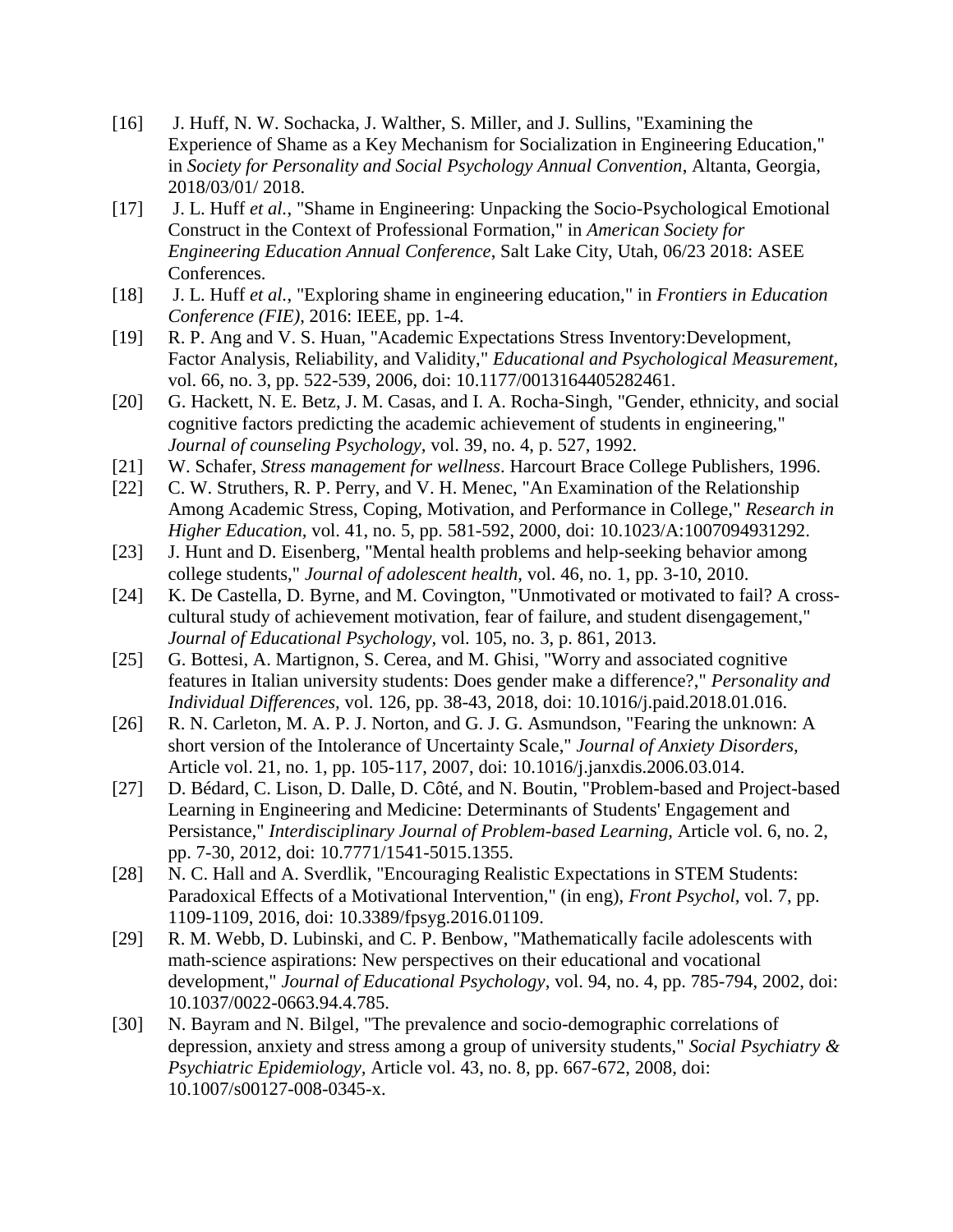[16] J. Huff, N. W. Sochacka, J. Walther, S. Miller, and J. Sullins, "Examining the Experience of Shame as a Key Mechanism for Socialization in Engineering Education," in *Society for Personality and Social Psychology Annual Convention*, Altanta, Georgia, 2018/03/01/ 2018.

[17] J. L. Huff *et al.*, "Shame in Engineering: Unpacking the Socio-Psychological Emotional Construct in the Context of Professional Formation," in *American Society for Engineering Education Annual Conference*, Salt Lake City, Utah, 06/23 2018: ASEE Conferences.

[18] J. L. Huff *et al.*, "Exploring shame in engineering education," in *Frontiers in Education Conference (FIE)*, 2016: IEEE, pp. 1-4.

[19] R. P. Ang and V. S. Huan, "Academic Expectations Stress Inventory:Development, Factor Analysis, Reliability, and Validity," *Educational and Psychological Measurement,* vol. 66, no. 3, pp. 522-539, 2006, doi: 10.1177/0013164405282461.

[20] G. Hackett, N. E. Betz, J. M. Casas, and I. A. Rocha-Singh, "Gender, ethnicity, and social cognitive factors predicting the academic achievement of students in engineering," *Journal of counseling Psychology,* vol. 39, no. 4, p. 527, 1992.

[21] W. Schafer, *Stress management for wellness*. Harcourt Brace College Publishers, 1996.

[22] C. W. Struthers, R. P. Perry, and V. H. Menec, "An Examination of the Relationship Among Academic Stress, Coping, Motivation, and Performance in College," *Research in Higher Education,* vol. 41, no. 5, pp. 581-592, 2000, doi: 10.1023/A:1007094931292.

[23] J. Hunt and D. Eisenberg, "Mental health problems and help-seeking behavior among college students," *Journal of adolescent health,* vol. 46, no. 1, pp. 3-10, 2010.

[24] K. De Castella, D. Byrne, and M. Covington, "Unmotivated or motivated to fail? A cross-cultural study of achievement motivation, fear of failure, and student disengagement," *Journal of Educational Psychology,* vol. 105, no. 3, p. 861, 2013.

[25] G. Bottesi, A. Martignon, S. Cerea, and M. Ghisi, "Worry and associated cognitive features in Italian university students: Does gender make a difference?," *Personality and Individual Differences,* vol. 126, pp. 38-43, 2018, doi: 10.1016/j.paid.2018.01.016.

[26] R. N. Carleton, M. A. P. J. Norton, and G. J. G. Asmundson, "Fearing the unknown: A short version of the Intolerance of Uncertainty Scale," *Journal of Anxiety Disorders,* Article vol. 21, no. 1, pp. 105-117, 2007, doi: 10.1016/j.janxdis.2006.03.014.

[27] D. Bédard, C. Lison, D. Dalle, D. Côté, and N. Boutin, "Problem-based and Project-based Learning in Engineering and Medicine: Determinants of Students' Engagement and Persistance," *Interdisciplinary Journal of Problem-based Learning,* Article vol. 6, no. 2, pp. 7-30, 2012, doi: 10.7771/1541-5015.1355.

[28] N. C. Hall and A. Sverdlik, "Encouraging Realistic Expectations in STEM Students: Paradoxical Effects of a Motivational Intervention," (in eng), *Front Psychol,* vol. 7, pp. 1109-1109, 2016, doi: 10.3389/fpsyg.2016.01109.

[29] R. M. Webb, D. Lubinski, and C. P. Benbow, "Mathematically facile adolescents with math-science aspirations: New perspectives on their educational and vocational development," *Journal of Educational Psychology,* vol. 94, no. 4, pp. 785-794, 2002, doi: 10.1037/0022-0663.94.4.785.

[30] N. Bayram and N. Bilgel, "The prevalence and socio-demographic correlations of depression, anxiety and stress among a group of university students," *Social Psychiatry & Psychiatric Epidemiology,* Article vol. 43, no. 8, pp. 667-672, 2008, doi: 10.1007/s00127-008-0345-x.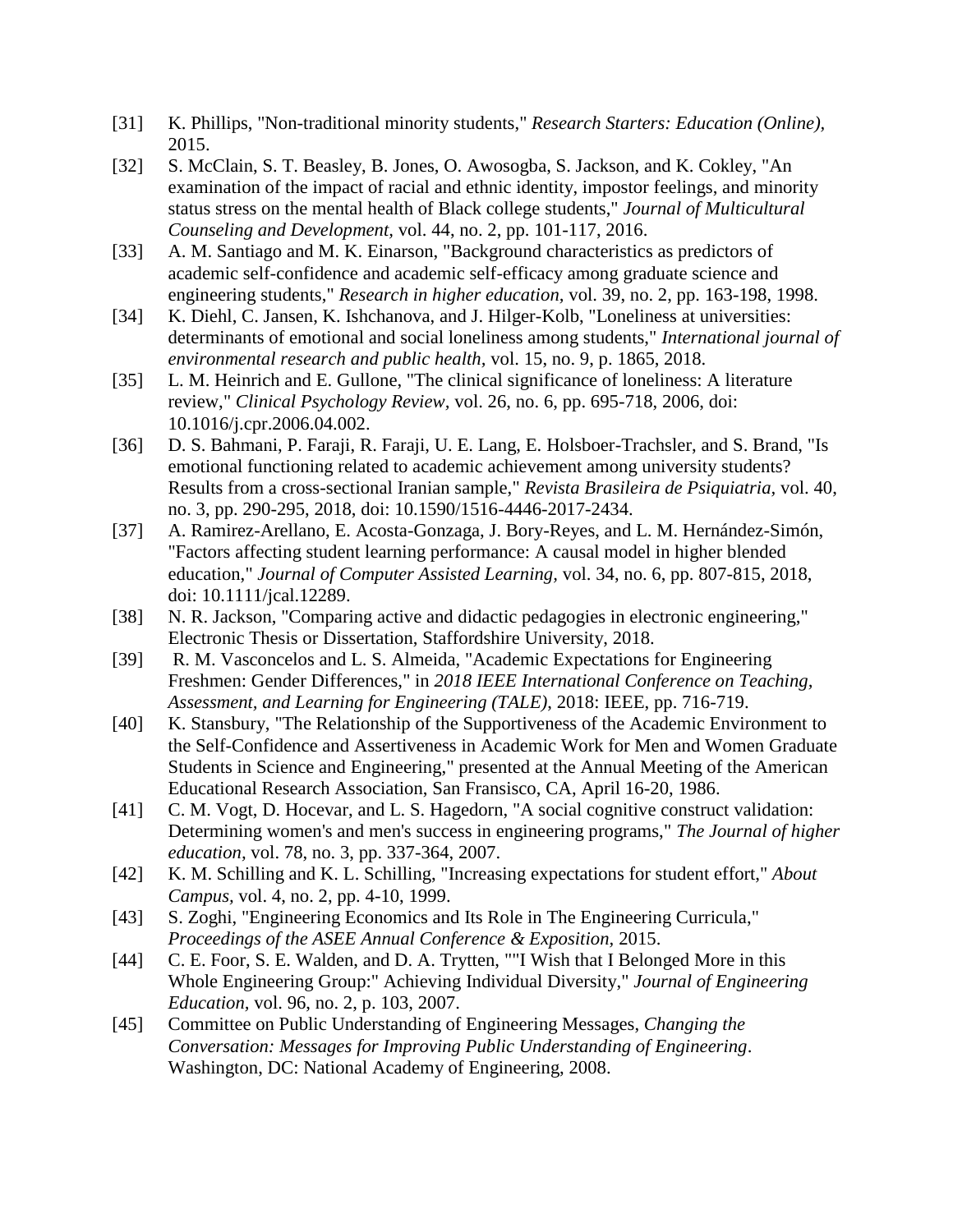[31] K. Phillips, "Non-traditional minority students," *Research Starters: Education (Online),* 2015.

[32] S. McClain, S. T. Beasley, B. Jones, O. Awosogba, S. Jackson, and K. Cokley, "An examination of the impact of racial and ethnic identity, impostor feelings, and minority status stress on the mental health of Black college students," *Journal of Multicultural Counseling and Development,* vol. 44, no. 2, pp. 101-117, 2016.

[33] A. M. Santiago and M. K. Einarson, "Background characteristics as predictors of academic self-confidence and academic self-efficacy among graduate science and engineering students," *Research in higher education,* vol. 39, no. 2, pp. 163-198, 1998.

[34] K. Diehl, C. Jansen, K. Ishchanova, and J. Hilger-Kolb, "Loneliness at universities: determinants of emotional and social loneliness among students," *International journal of environmental research and public health,* vol. 15, no. 9, p. 1865, 2018.

[35] L. M. Heinrich and E. Gullone, "The clinical significance of loneliness: A literature review," *Clinical Psychology Review,* vol. 26, no. 6, pp. 695-718, 2006, doi: 10.1016/j.cpr.2006.04.002.

[36] D. S. Bahmani, P. Faraji, R. Faraji, U. E. Lang, E. Holsboer-Trachsler, and S. Brand, "Is emotional functioning related to academic achievement among university students? Results from a cross-sectional Iranian sample," *Revista Brasileira de Psiquiatria,* vol. 40, no. 3, pp. 290-295, 2018, doi: 10.1590/1516-4446-2017-2434.

[37] A. Ramirez-Arellano, E. Acosta-Gonzaga, J. Bory-Reyes, and L. M. Hernández-Simón, "Factors affecting student learning performance: A causal model in higher blended education," *Journal of Computer Assisted Learning,* vol. 34, no. 6, pp. 807-815, 2018, doi: 10.1111/jcal.12289.

[38] N. R. Jackson, "Comparing active and didactic pedagogies in electronic engineering," Electronic Thesis or Dissertation, Staffordshire University, 2018.

[39] R. M. Vasconcelos and L. S. Almeida, "Academic Expectations for Engineering Freshmen: Gender Differences," in *2018 IEEE International Conference on Teaching, Assessment, and Learning for Engineering (TALE)*, 2018: IEEE, pp. 716-719.

[40] K. Stansbury, "The Relationship of the Supportiveness of the Academic Environment to the Self-Confidence and Assertiveness in Academic Work for Men and Women Graduate Students in Science and Engineering," presented at the Annual Meeting of the American Educational Research Association, San Fransisco, CA, April 16-20, 1986.

[41] C. M. Vogt, D. Hocevar, and L. S. Hagedorn, "A social cognitive construct validation: Determining women's and men's success in engineering programs," *The Journal of higher education,* vol. 78, no. 3, pp. 337-364, 2007.

[42] K. M. Schilling and K. L. Schilling, "Increasing expectations for student effort," *About Campus,* vol. 4, no. 2, pp. 4-10, 1999.

[43] S. Zoghi, "Engineering Economics and Its Role in The Engineering Curricula," *Proceedings of the ASEE Annual Conference & Exposition*, 2015.

[44] C. E. Foor, S. E. Walden, and D. A. Trytten, ""I Wish that I Belonged More in this Whole Engineering Group:" Achieving Individual Diversity," *Journal of Engineering Education,* vol. 96, no. 2, p. 103, 2007.

[45] Committee on Public Understanding of Engineering Messages, *Changing the Conversation: Messages for Improving Public Understanding of Engineering*. Washington, DC: National Academy of Engineering, 2008.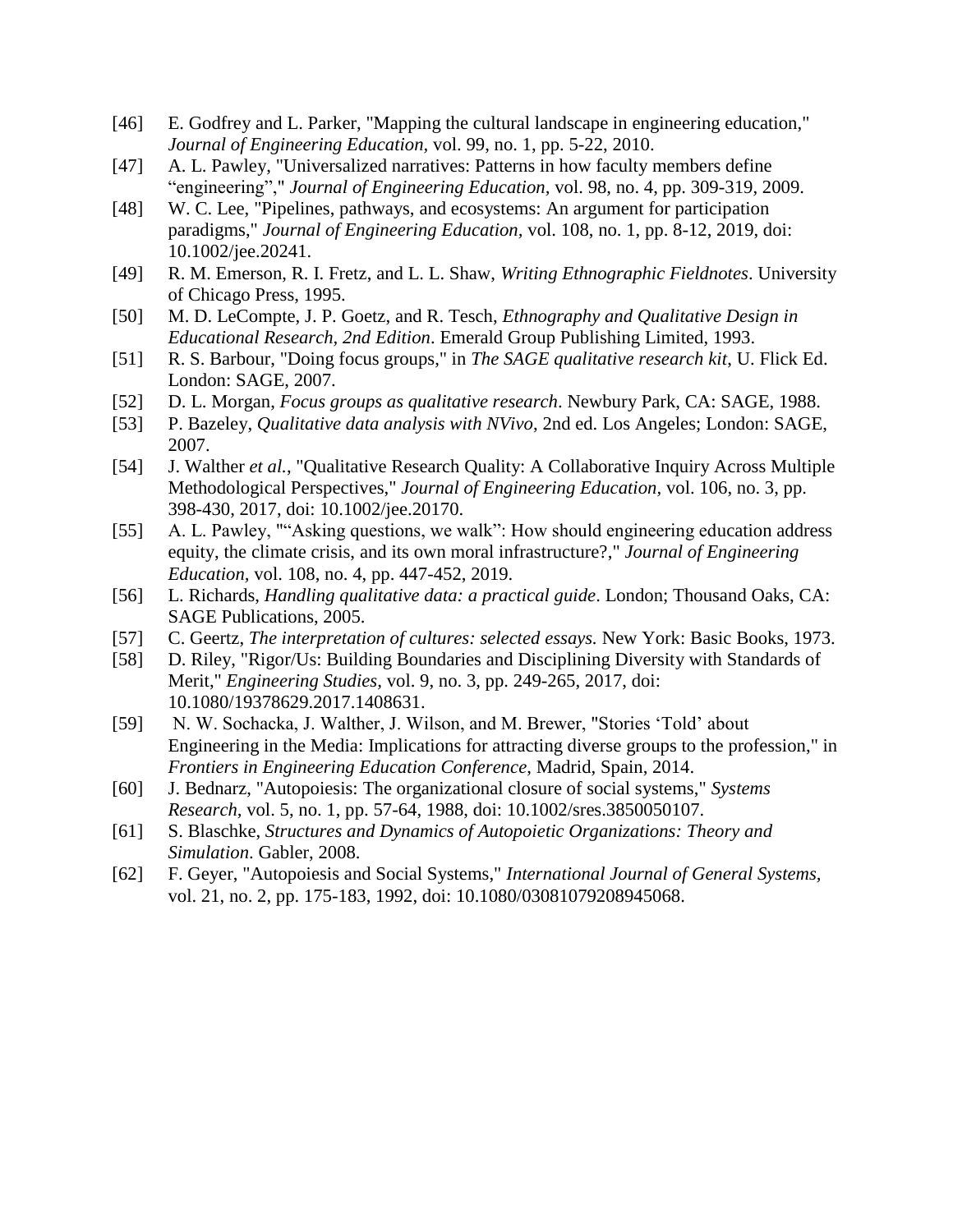[46] E. Godfrey and L. Parker, "Mapping the cultural landscape in engineering education," *Journal of Engineering Education*, vol. 99, no. 1, pp. 5-22, 2010.

[47] A. L. Pawley, "Universalized narratives: Patterns in how faculty members define "engineering"," *Journal of Engineering Education*, vol. 98, no. 4, pp. 309-319, 2009.

[48] W. C. Lee, "Pipelines, pathways, and ecosystems: An argument for participation paradigms," *Journal of Engineering Education*, vol. 108, no. 1, pp. 8-12, 2019, doi: 10.1002/jee.20241.

[49] R. M. Emerson, R. I. Fretz, and L. L. Shaw, *Writing Ethnographic Fieldnotes*. University of Chicago Press, 1995.

[50] M. D. LeCompte, J. P. Goetz, and R. Tesch, *Ethnography and Qualitative Design in Educational Research, 2nd Edition*. Emerald Group Publishing Limited, 1993.

[51] R. S. Barbour, "Doing focus groups," in *The SAGE qualitative research kit*, U. Flick Ed. London: SAGE, 2007.

[52] D. L. Morgan, *Focus groups as qualitative research*. Newbury Park, CA: SAGE, 1988.

[53] P. Bazeley, *Qualitative data analysis with NVivo*, 2nd ed. Los Angeles; London: SAGE, 2007.

[54] J. Walther *et al.*, "Qualitative Research Quality: A Collaborative Inquiry Across Multiple Methodological Perspectives," *Journal of Engineering Education*, vol. 106, no. 3, pp. 398-430, 2017, doi: 10.1002/jee.20170.

[55] A. L. Pawley, ""Asking questions, we walk": How should engineering education address equity, the climate crisis, and its own moral infrastructure?," *Journal of Engineering Education*, vol. 108, no. 4, pp. 447-452, 2019.

[56] L. Richards, *Handling qualitative data: a practical guide*. London; Thousand Oaks, CA: SAGE Publications, 2005.

[57] C. Geertz, *The interpretation of cultures: selected essays*. New York: Basic Books, 1973.

[58] D. Riley, "Rigor/Us: Building Boundaries and Disciplining Diversity with Standards of Merit," *Engineering Studies*, vol. 9, no. 3, pp. 249-265, 2017, doi: 10.1080/19378629.2017.1408631.

[59] N. W. Sochacka, J. Walther, J. Wilson, and M. Brewer, "Stories 'Told' about Engineering in the Media: Implications for attracting diverse groups to the profession," in *Frontiers in Engineering Education Conference*, Madrid, Spain, 2014.

[60] J. Bednarz, "Autopoiesis: The organizational closure of social systems," *Systems Research*, vol. 5, no. 1, pp. 57-64, 1988, doi: 10.1002/sres.3850050107.

[61] S. Blaschke, *Structures and Dynamics of Autopoietic Organizations: Theory and Simulation*. Gabler, 2008.

[62] F. Geyer, "Autopoiesis and Social Systems," *International Journal of General Systems*, vol. 21, no. 2, pp. 175-183, 1992, doi: 10.1080/03081079208945068.